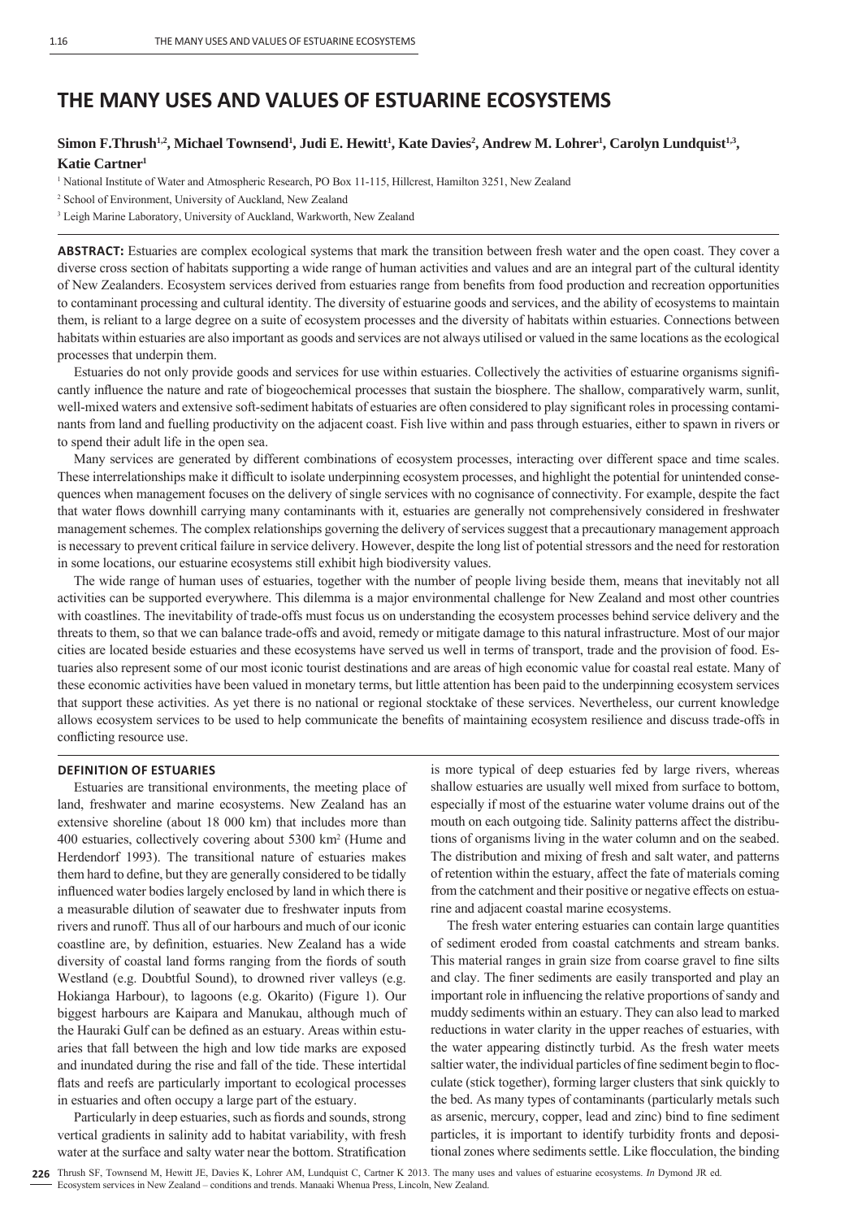# THE MANY USES AND VALUES OF ESTUARINE ECOSYSTEMS

**Simon F.Thrush[1,2], Michael Townsend[1], Judi E. Hewitt[1], Kate Davies[2], Andrew M. Lohrer[1], Carolyn Lundquist[1,3], Katie Cartner[1]**

[1] National Institute of Water and Atmospheric Research, PO Box 11-115, Hillcrest, Hamilton 3251, New Zealand

[2] School of Environment, University of Auckland, New Zealand

[3] Leigh Marine Laboratory, University of Auckland, Warkworth, New Zealand

**ABSTRACT:** Estuaries are complex ecological systems that mark the transition between fresh water and the open coast. They cover a diverse cross section of habitats supporting a wide range of human activities and values and are an integral part of the cultural identity of New Zealanders. Ecosystem services derived from estuaries range from benefits from food production and recreation opportunities to contaminant processing and cultural identity. The diversity of estuarine goods and services, and the ability of ecosystems to maintain them, is reliant to a large degree on a suite of ecosystem processes and the diversity of habitats within estuaries. Connections between habitats within estuaries are also important as goods and services are not always utilised or valued in the same locations as the ecological processes that underpin them.

Estuaries do not only provide goods and services for use within estuaries. Collectively the activities of estuarine organisms significantly influence the nature and rate of biogeochemical processes that sustain the biosphere. The shallow, comparatively warm, sunlit, well-mixed waters and extensive soft-sediment habitats of estuaries are often considered to play significant roles in processing contaminants from land and fuelling productivity on the adjacent coast. Fish live within and pass through estuaries, either to spawn in rivers or to spend their adult life in the open sea.

Many services are generated by different combinations of ecosystem processes, interacting over different space and time scales. These interrelationships make it difficult to isolate underpinning ecosystem processes, and highlight the potential for unintended consequences when management focuses on the delivery of single services with no cognisance of connectivity. For example, despite the fact that water flows downhill carrying many contaminants with it, estuaries are generally not comprehensively considered in freshwater management schemes. The complex relationships governing the delivery of services suggest that a precautionary management approach is necessary to prevent critical failure in service delivery. However, despite the long list of potential stressors and the need for restoration in some locations, our estuarine ecosystems still exhibit high biodiversity values.

The wide range of human uses of estuaries, together with the number of people living beside them, means that inevitably not all activities can be supported everywhere. This dilemma is a major environmental challenge for New Zealand and most other countries with coastlines. The inevitability of trade-offs must focus us on understanding the ecosystem processes behind service delivery and the threats to them, so that we can balance trade-offs and avoid, remedy or mitigate damage to this natural infrastructure. Most of our major cities are located beside estuaries and these ecosystems have served us well in terms of transport, trade and the provision of food. Estuaries also represent some of our most iconic tourist destinations and are areas of high economic value for coastal real estate. Many of these economic activities have been valued in monetary terms, but little attention has been paid to the underpinning ecosystem services that support these activities. As yet there is no national or regional stocktake of these services. Nevertheless, our current knowledge allows ecosystem services to be used to help communicate the benefits of maintaining ecosystem resilience and discuss trade-offs in conflicting resource use.

## DEFINITION OF ESTUARIES

Estuaries are transitional environments, the meeting place of land, freshwater and marine ecosystems. New Zealand has an extensive shoreline (about 18 000 km) that includes more than 400 estuaries, collectively covering about 5300 km$^2$ (Hume and Herdendorf 1993). The transitional nature of estuaries makes them hard to define, but they are generally considered to be tidally influenced water bodies largely enclosed by land in which there is a measurable dilution of seawater due to freshwater inputs from rivers and runoff. Thus all of our harbours and much of our iconic coastline are, by definition, estuaries. New Zealand has a wide diversity of coastal land forms ranging from the fiords of south Westland (e.g. Doubtful Sound), to drowned river valleys (e.g. Hokianga Harbour), to lagoons (e.g. Okarito) (Figure 1). Our biggest harbours are Kaipara and Manukau, although much of the Hauraki Gulf can be defined as an estuary. Areas within estuaries that fall between the high and low tide marks are exposed and inundated during the rise and fall of the tide. These intertidal flats and reefs are particularly important to ecological processes in estuaries and often occupy a large part of the estuary.

Particularly in deep estuaries, such as fiords and sounds, strong vertical gradients in salinity add to habitat variability, with fresh water at the surface and salty water near the bottom. Stratification is more typical of deep estuaries fed by large rivers, whereas shallow estuaries are usually well mixed from surface to bottom, especially if most of the estuarine water volume drains out of the mouth on each outgoing tide. Salinity patterns affect the distributions of organisms living in the water column and on the seabed. The distribution and mixing of fresh and salt water, and patterns of retention within the estuary, affect the fate of materials coming from the catchment and their positive or negative effects on estuarine and adjacent coastal marine ecosystems.

The fresh water entering estuaries can contain large quantities of sediment eroded from coastal catchments and stream banks. This material ranges in grain size from coarse gravel to fine silts and clay. The finer sediments are easily transported and play an important role in influencing the relative proportions of sandy and muddy sediments within an estuary. They can also lead to marked reductions in water clarity in the upper reaches of estuaries, with the water appearing distinctly turbid. As the fresh water meets saltier water, the individual particles of fine sediment begin to flocculate (stick together), forming larger clusters that sink quickly to the bed. As many types of contaminants (particularly metals such as arsenic, mercury, copper, lead and zinc) bind to fine sediment particles, it is important to identify turbidity fronts and depositional zones where sediments settle. Like flocculation, the binding

Thrush SF, Townsend M, Hewitt JE, Davies K, Lohrer AM, Lundquist C, Cartner K 2013. The many uses and values of estuarine ecosystems. *In* Dymond JR ed. Ecosystem services in New Zealand – conditions and trends. Manaaki Whenua Press, Lincoln, New Zealand.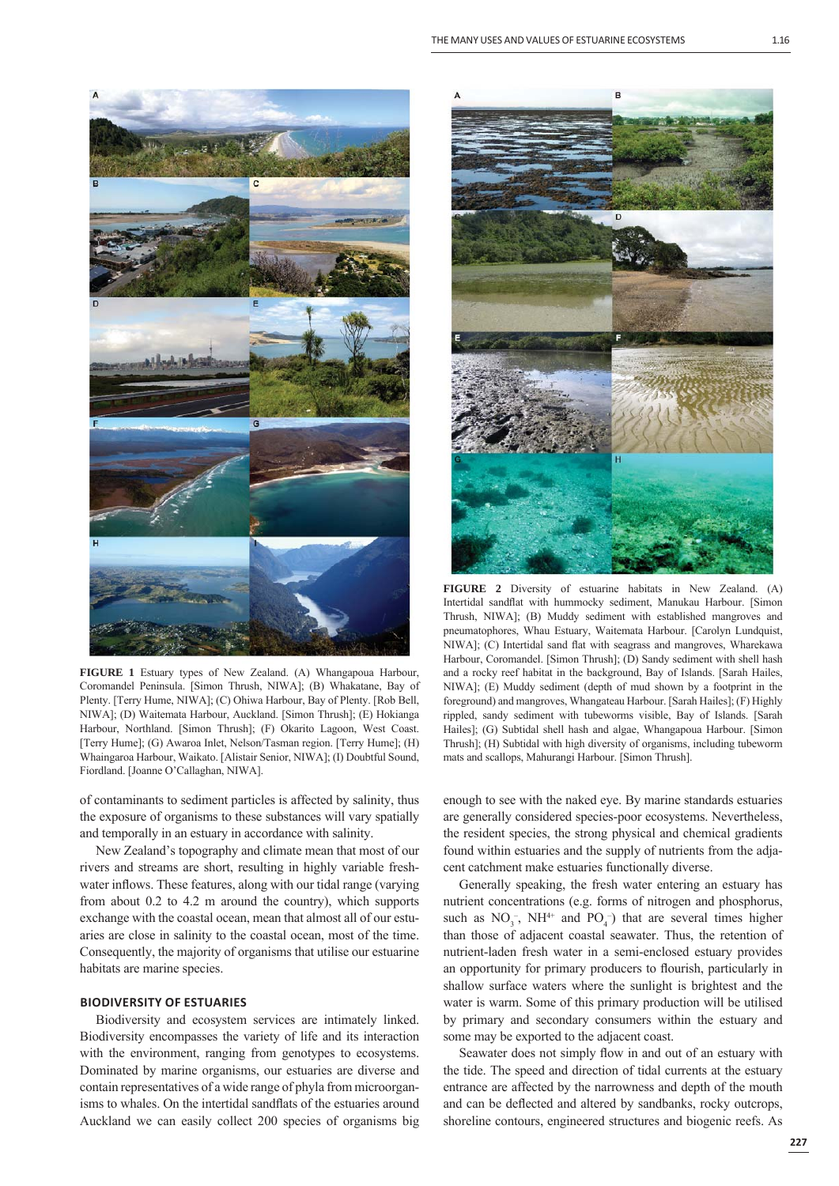**FIGURE 1** Estuary types of New Zealand. (A) Whangapoua Harbour, Coromandel Peninsula. [Simon Thrush, NIWA]; (B) Whakatane, Bay of Plenty. [Terry Hume, NIWA]; (C) Ohiwa Harbour, Bay of Plenty. [Rob Bell, NIWA]; (D) Waitemata Harbour, Auckland. [Simon Thrush]; (E) Hokianga Harbour, Northland. [Simon Thrush]; (F) Okarito Lagoon, West Coast. [Terry Hume]; (G) Awaroa Inlet, Nelson/Tasman region. [Terry Hume]; (H) Whaingaroa Harbour, Waikato. [Alistair Senior, NIWA]; (I) Doubtful Sound, Fiordland. [Joanne O'Callaghan, NIWA].

**FIGURE 2** Diversity of estuarine habitats in New Zealand. (A) Intertidal sandflat with hummocky sediment, Manukau Harbour. [Simon Thrush, NIWA]; (B) Muddy sediment with established mangroves and pneumatophores, Whau Estuary, Waitemata Harbour. [Carolyn Lundquist, NIWA]; (C) Intertidal sand flat with seagrass and mangroves, Wharekawa Harbour, Coromandel. [Simon Thrush]; (D) Sandy sediment with shell hash and a rocky reef habitat in the background, Bay of Islands. [Sarah Hailes, NIWA]; (E) Muddy sediment (depth of mud shown by a footprint in the foreground) and mangroves, Whangateau Harbour. [Sarah Hailes]; (F) Highly rippled, sandy sediment with tubeworms visible, Bay of Islands. [Sarah Hailes]; (G) Subtidal shell hash and algae, Whangapoua Harbour. [Simon Thrush]; (H) Subtidal with high diversity of organisms, including tubeworm mats and scallops, Mahurangi Harbour. [Simon Thrush].

of contaminants to sediment particles is affected by salinity, thus the exposure of organisms to these substances will vary spatially and temporally in an estuary in accordance with salinity.

New Zealand's topography and climate mean that most of our rivers and streams are short, resulting in highly variable freshwater inflows. These features, along with our tidal range (varying from about 0.2 to 4.2 m around the country), which supports exchange with the coastal ocean, mean that almost all of our estuaries are close in salinity to the coastal ocean, most of the time. Consequently, the majority of organisms that utilise our estuarine habitats are marine species.

## BIODIVERSITY OF ESTUARIES

Biodiversity and ecosystem services are intimately linked. Biodiversity encompasses the variety of life and its interaction with the environment, ranging from genotypes to ecosystems. Dominated by marine organisms, our estuaries are diverse and contain representatives of a wide range of phyla from microorganisms to whales. On the intertidal sandflats of the estuaries around Auckland we can easily collect 200 species of organisms big enough to see with the naked eye. By marine standards estuaries are generally considered species-poor ecosystems. Nevertheless, the resident species, the strong physical and chemical gradients found within estuaries and the supply of nutrients from the adjacent catchment make estuaries functionally diverse.

Generally speaking, the fresh water entering an estuary has nutrient concentrations (e.g. forms of nitrogen and phosphorus, such as $NO_3^-$, $NH^{4+}$ and $PO_4^-$) that are several times higher than those of adjacent coastal seawater. Thus, the retention of nutrient-laden fresh water in a semi-enclosed estuary provides an opportunity for primary producers to flourish, particularly in shallow surface waters where the sunlight is brightest and the water is warm. Some of this primary production will be utilised by primary and secondary consumers within the estuary and some may be exported to the adjacent coast.

Seawater does not simply flow in and out of an estuary with the tide. The speed and direction of tidal currents at the estuary entrance are affected by the narrowness and depth of the mouth and can be deflected and altered by sandbanks, rocky outcrops, shoreline contours, engineered structures and biogenic reefs. As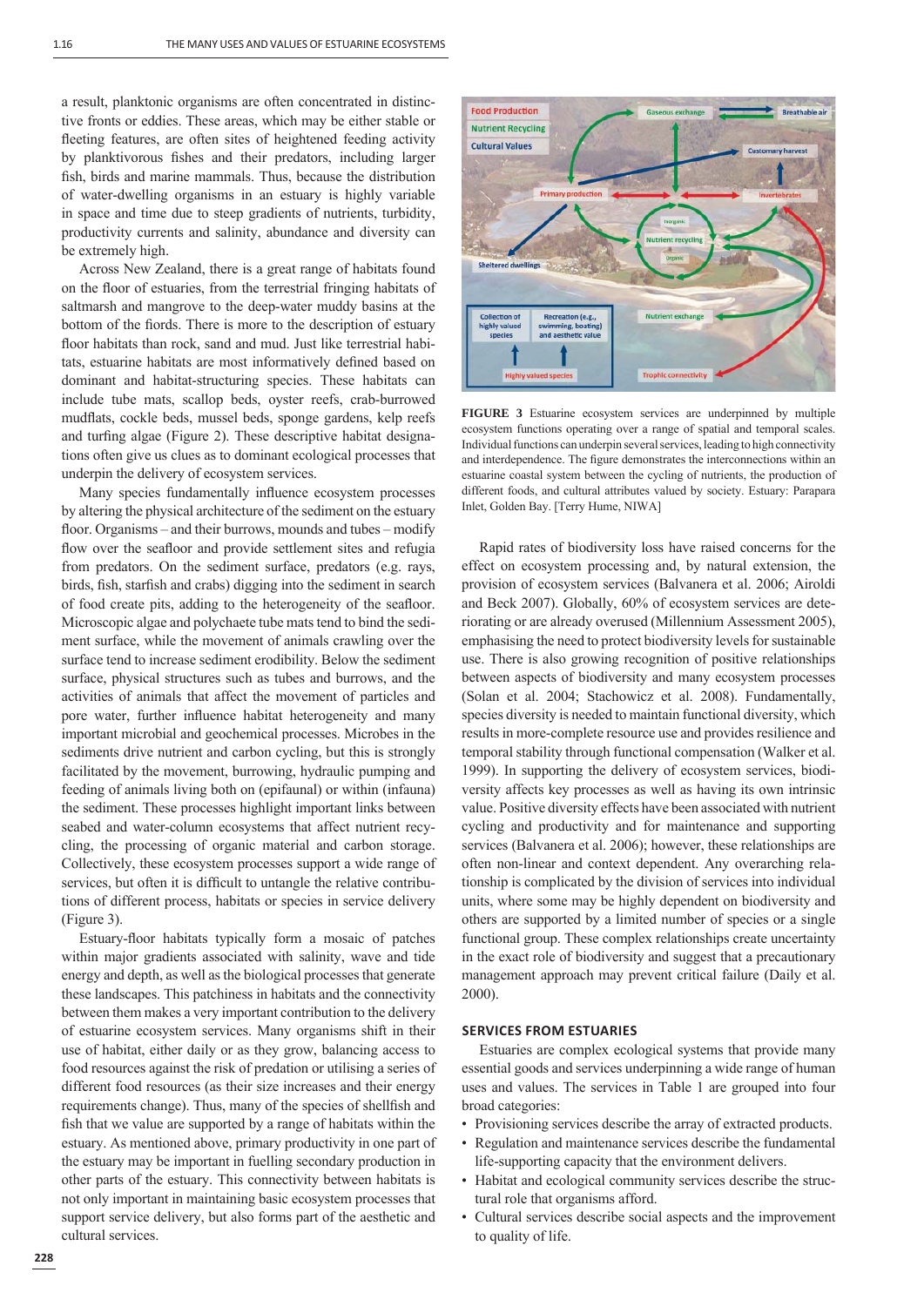a result, planktonic organisms are often concentrated in distinctive fronts or eddies. These areas, which may be either stable or fleeting features, are often sites of heightened feeding activity by planktivorous fishes and their predators, including larger fish, birds and marine mammals. Thus, because the distribution of water-dwelling organisms in an estuary is highly variable in space and time due to steep gradients of nutrients, turbidity, productivity currents and salinity, abundance and diversity can be extremely high.

Across New Zealand, there is a great range of habitats found on the floor of estuaries, from the terrestrial fringing habitats of saltmarsh and mangrove to the deep-water muddy basins at the bottom of the fiords. There is more to the description of estuary floor habitats than rock, sand and mud. Just like terrestrial habitats, estuarine habitats are most informatively defined based on dominant and habitat-structuring species. These habitats can include tube mats, scallop beds, oyster reefs, crab-burrowed mudflats, cockle beds, mussel beds, sponge gardens, kelp reefs and turfing algae (Figure 2). These descriptive habitat designations often give us clues as to dominant ecological processes that underpin the delivery of ecosystem services.

Many species fundamentally influence estuarine ecosystem processes by altering the physical architecture of the sediment on the estuary floor. Organisms – and their burrows, mounds and tubes – modify flow over the seafloor and provide settlement sites and refugia from predators. On the sediment surface, predators (e.g. rays, birds, fish, starfish and crabs) digging into the sediment in search of food create pits, adding to the heterogeneity of the seafloor. Microscopic algae and polychaete tube mats tend to bind the sediment surface, while the movement of animals crawling over the surface tend to increase sediment erodibility. Below the sediment surface, physical structures such as tubes and burrows, and the activities of animals that affect the movement of particles and pore water, further influence habitat heterogeneity and many important microbial and geochemical processes. Microbes in the sediments drive nutrient and carbon cycling, but this is strongly facilitated by the movement, burrowing, hydraulic pumping and feeding of animals living both on (epifaunal) or within (infauna) the sediment. These processes highlight important links between seabed and water-column ecosystems that affect nutrient recycling, the processing of organic material and carbon storage. Collectively, these ecosystem processes support a wide range of services, but often it is difficult to untangle the relative contributions of different process, habitats or species in service delivery (Figure 3).

Estuary-floor habitats typically form a mosaic of patches within major gradients associated with salinity, wave and tide energy and depth, as well as the biological processes that generate these landscapes. This patchiness in habitats and the connectivity between them makes a very important contribution to the delivery of estuarine ecosystem services. Many organisms shift in their use of habitat, either daily or as they grow, balancing access to food resources against the risk of predation or utilising a series of different food resources (as their size increases and their energy requirements change). Thus, many of the species of shellfish and fish that we value are supported by a range of habitats within the estuary. As mentioned above, primary productivity in one part of the estuary may be important in fuelling secondary production in other parts of the estuary. This connectivity between habitats is not only important in maintaining basic ecosystem processes that support service delivery, but also forms part of the aesthetic and cultural services.

**FIGURE 3** Estuarine ecosystem services are underpinned by multiple ecosystem functions operating over a range of spatial and temporal scales. Individual functions can underpin several services, leading to high connectivity and interdependence. The figure demonstrates the interconnections within an estuarine coastal system between the cycling of nutrients, the production of different foods, and cultural attributes valued by society. Estuary: Parapara Inlet, Golden Bay. [Terry Hume, NIWA]

Rapid rates of biodiversity loss have raised concerns for the effect on ecosystem processing and, by natural extension, the provision of ecosystem services (Balvanera et al. 2006; Airoldi and Beck 2007). Globally, 60% of ecosystem services are deteriorating or are already overused (Millennium Assessment 2005), emphasising the need to protect biodiversity levels for sustainable use. There is also growing recognition of positive relationships between aspects of biodiversity and many ecosystem processes (Solan et al. 2004; Stachowicz et al. 2008). Fundamentally, species diversity is needed to maintain functional diversity, which results in more-complete resource use and provides resilience and temporal stability through functional compensation (Walker et al. 1999). In supporting the delivery of ecosystem services, biodiversity affects key processes as well as having its own intrinsic value. Positive diversity effects have been associated with nutrient cycling and productivity and for maintenance and supporting services (Balvanera et al. 2006); however, these relationships are often non-linear and context dependent. Any overarching relationship is complicated by the division of services into individual units, where some may be highly dependent on biodiversity and others are supported by a limited number of species or a single functional group. These complex relationships create uncertainty in the exact role of biodiversity and suggest that a precautionary management approach may prevent critical failure (Daily et al. 2000).

## SERVICES FROM ESTUARIES

Estuaries are complex ecological systems that provide many essential goods and services underpinning a wide range of human uses and values. The services in Table 1 are grouped into four broad categories:

- Provisioning services describe the array of extracted products.
- Regulation and maintenance services describe the fundamental life-supporting capacity that the environment delivers.
- Habitat and ecological community services describe the structural role that organisms afford.
- Cultural services describe social aspects and the improvement to quality of life.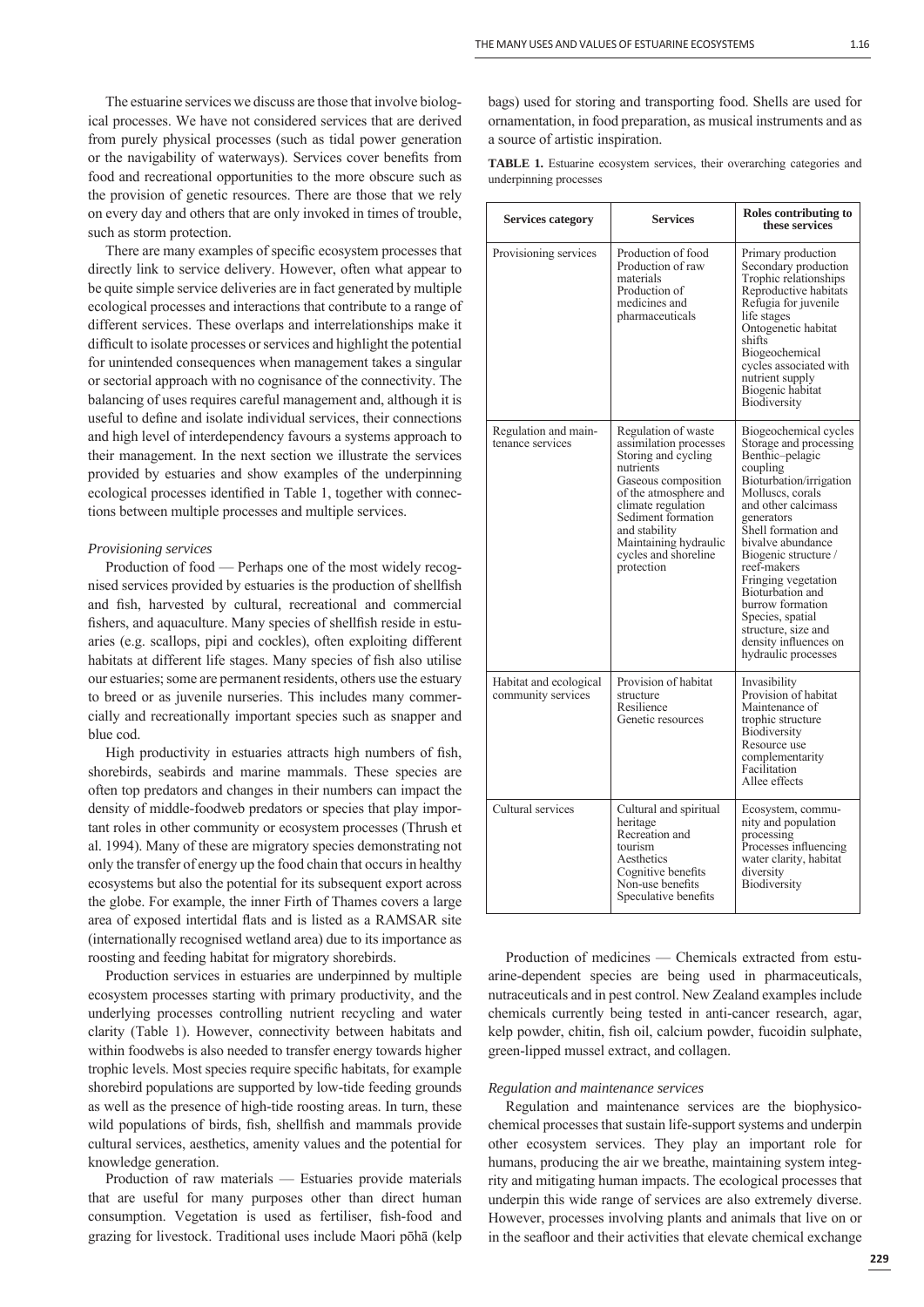The estuarine services we discuss are those that involve biological processes. We have not considered services that are derived from purely physical processes (such as tidal power generation or the navigability of waterways). Services cover benefits from food and recreational opportunities to the more obscure such as the provision of genetic resources. There are those that we rely on every day and others that are only invoked in times of trouble, such as storm protection.

There are many examples of specific ecosystem processes that directly link to service delivery. However, often what appear to be quite simple service deliveries are in fact generated by multiple ecological processes and interactions that contribute to a range of different services. These overlaps and interrelationships make it difficult to isolate processes or services and highlight the potential for unintended consequences when management takes a singular or sectorial approach with no cognisance of the connectivity. The balancing of uses requires careful management and, although it is useful to define and isolate individual services, their connections and high level of interdependency favours a systems approach to their management. In the next section we illustrate the services provided by estuaries and show examples of the underpinning ecological processes identified in Table 1, together with connections between multiple processes and multiple services.

*Provisioning services*

Production of food — Perhaps one of the most widely recognised services provided by estuaries is the production of shellfish and fish, harvested by cultural, recreational and commercial fishers, and aquaculture. Many species of shellfish reside in estuaries (e.g. scallops, pipi and cockles), often exploiting different habitats at different life stages. Many species of fish also utilise our estuaries; some are permanent residents, others use the estuary to breed or as juvenile nurseries. This includes many commercially and recreationally important species such as snapper and blue cod.

High productivity in estuaries attracts high numbers of fish, shorebirds, seabirds and marine mammals. These species are often top predators and changes in their numbers can impact the density of middle-foodweb predators or species that play important roles in other community or ecosystem processes (Thrush et al. 1994). Many of these are migratory species demonstrating not only the transfer of energy up the food chain that occurs in healthy ecosystems but also the potential for its subsequent export across the globe. For example, the inner Firth of Thames covers a large area of exposed intertidal flats and is listed as a RAMSAR site (internationally recognised wetland area) due to its importance as roosting and feeding habitat for migratory shorebirds.

Production services in estuaries are underpinned by multiple ecosystem processes starting with primary productivity, and the underlying processes controlling nutrient recycling and water clarity (Table 1). However, connectivity between habitats and within foodwebs is also needed to transfer energy towards higher trophic levels. Most species require specific habitats, for example shorebird populations are supported by low-tide feeding grounds as well as the presence of high-tide roosting areas. In turn, these wild populations of birds, fish, shellfish and mammals provide cultural services, aesthetics, amenity values and the potential for knowledge generation.

Production of raw materials — Estuaries provide materials that are useful for many purposes other than direct human consumption. Vegetation is used as fertiliser, fish-food and grazing for livestock. Traditional uses include Maori pōhā (kelp bags) used for storing and transporting food. Shells are used for ornamentation, in food preparation, as musical instruments and as a source of artistic inspiration.

**TABLE 1.** Estuarine ecosystem services, their overarching categories and underpinning processes

| Services category | Services | Roles contributing to these services |
|---|---|---|
| Provisioning services | Production of food<br>Production of raw materials<br>Production of medicines and pharmaceuticals | Primary production<br>Secondary production<br>Trophic relationships<br>Reproductive habitats<br>Refugia for juvenile life stages<br>Ontogenetic habitat shifts<br>Biogeochemical cycles associated with nutrient supply<br>Biogenic habitat<br>Biodiversity |
| Regulation and maintenance services | Regulation of waste assimilation processes<br>Storing and cycling nutrients<br>Gaseous composition of the atmosphere and climate regulation<br>Sediment formation and stability<br>Maintaining hydraulic cycles and shoreline protection | Biogeochemical cycles<br>Storage and processing<br>Benthic–pelagic coupling<br>Bioturbation/irrigation<br>Molluscs, corals and other calcimass generators<br>Shell formation and bivalve abundance<br>Biogenic structure / reef-makers<br>Fringing vegetation<br>Bioturbation and burrow formation<br>Species, spatial structure, size and density influences on hydraulic processes |
| Habitat and ecological community services | Provision of habitat structure<br>Resilience<br>Genetic resources | Invasibility<br>Provision of habitat<br>Maintenance of trophic structure<br>Biodiversity<br>Resource use complementarity<br>Facilitation<br>Allee effects |
| Cultural services | Cultural and spiritual heritage<br>Recreation and tourism<br>Aesthetics<br>Cognitive benefits<br>Non-use benefits<br>Speculative benefits | Ecosystem, community and population processing<br>Processes influencing water clarity, habitat diversity<br>Biodiversity |

Production of medicines — Chemicals extracted from estuarine-dependent species are being used in pharmaceuticals, nutraceuticals and in pest control. New Zealand examples include chemicals currently being tested in anti-cancer research, agar, kelp powder, chitin, fish oil, calcium powder, fucoidin sulphate, green-lipped mussel extract, and collagen.

*Regulation and maintenance services*

Regulation and maintenance services are the biophysicochemical processes that sustain life-support systems and underpin other ecosystem services. They play an important role for humans, producing the air we breathe, maintaining system integrity and mitigating human impacts. The ecological processes that underpin this wide range of services are also extremely diverse. However, processes involving plants and animals that live on or in the seafloor and their activities that elevate chemical exchange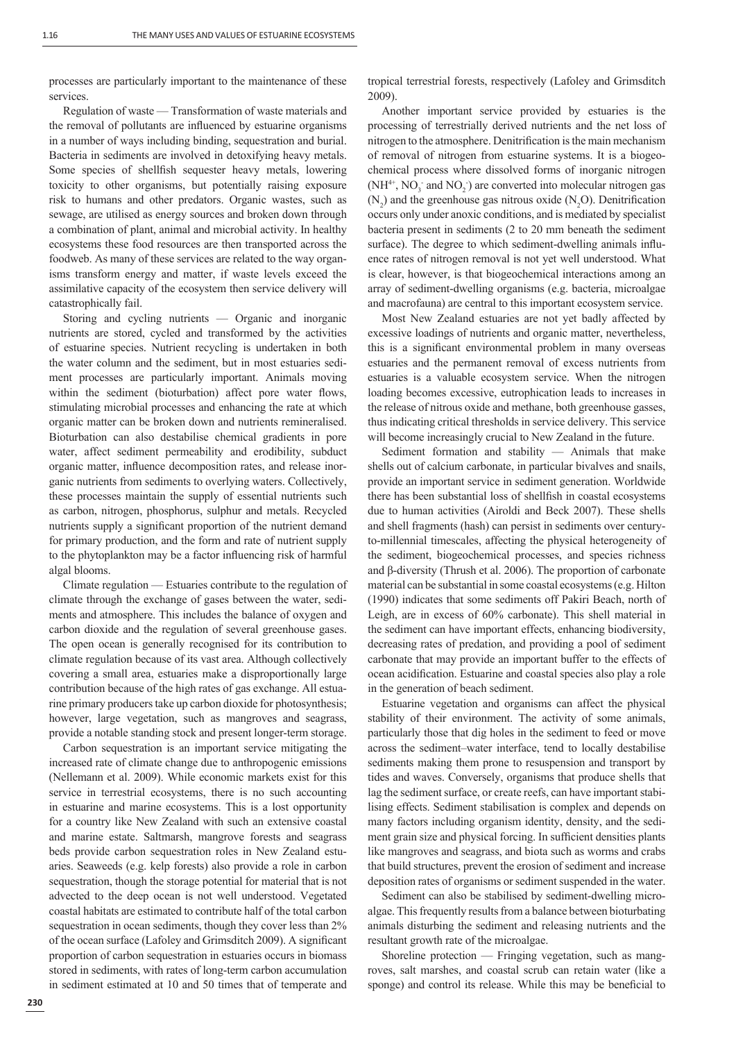processes are particularly important to the maintenance of these services.

Regulation of waste — Transformation of waste materials and the removal of pollutants are influenced by estuarine organisms in a number of ways including binding, sequestration and burial. Bacteria in sediments are involved in detoxifying heavy metals. Some species of shellfish sequester heavy metals, lowering toxicity to other organisms, but potentially raising exposure risk to humans and other predators. Organic wastes, such as sewage, are utilised as energy sources and broken down through a combination of plant, animal and microbial activity. In healthy ecosystems these food resources are then transported across the foodweb. As many of these services are related to the way organisms transform energy and matter, if waste levels exceed the assimilative capacity of the ecosystem then service delivery will catastrophically fail.

Storing and cycling nutrients — Organic and inorganic nutrients are stored, cycled and transformed by the activities of estuarine species. Nutrient recycling is undertaken in both the water column and the sediment, but in most estuaries sediment processes are particularly important. Animals moving within the sediment (bioturbation) affect pore water flows, stimulating microbial processes and enhancing the rate at which organic matter can be broken down and nutrients remineralised. Bioturbation can also destabilise chemical gradients in pore water, affect sediment permeability and erodibility, subduct organic matter, influence decomposition rates, and release inorganic nutrients from sediments to overlying waters. Collectively, these processes maintain the supply of essential nutrients such as carbon, nitrogen, phosphorus, sulphur and metals. Recycled nutrients supply a significant proportion of the nutrient demand for primary production, and the form and rate of nutrient supply to the phytoplankton may be a factor influencing risk of harmful algal blooms.

Climate regulation — Estuaries contribute to the regulation of climate through the exchange of gases between the water, sediments and atmosphere. This includes the balance of oxygen and carbon dioxide and the regulation of several greenhouse gases. The open ocean is generally recognised for its contribution to climate regulation because of its vast area. Although collectively covering a small area, estuaries make a disproportionally large contribution because of the high rates of gas exchange. All estuarine primary producers take up carbon dioxide for photosynthesis; however, large vegetation, such as mangroves and seagrass, provide a notable standing stock and present longer-term storage.

Carbon sequestration is an important service mitigating the increased rate of climate change due to anthropogenic emissions (Nellemann et al. 2009). While economic markets exist for this service in terrestrial ecosystems, there is no such accounting in estuarine and marine ecosystems. This is a lost opportunity for a country like New Zealand with such an extensive coastal and marine estate. Saltmarsh, mangrove forests and seagrass beds provide carbon sequestration roles in New Zealand estuaries. Seaweeds (e.g. kelp forests) also provide a role in carbon sequestration, though the storage potential for material that is not advected to the deep ocean is not well understood. Vegetated coastal habitats are estimated to contribute half of the total carbon sequestration in ocean sediments, though they cover less than 2% of the ocean surface (Lafoley and Grimsditch 2009). A significant proportion of carbon sequestration in estuaries occurs in biomass stored in sediments, with rates of long-term carbon accumulation in sediment estimated at 10 and 50 times that of temperate and tropical terrestrial forests, respectively (Lafoley and Grimsditch 2009).

Another important service provided by estuaries is the processing of terrestrially derived nutrients and the net loss of nitrogen to the atmosphere. Denitrification is the main mechanism of removal of nitrogen from estuarine systems. It is a biogeochemical process where dissolved forms of inorganic nitrogen ($NH^{4+}$, $NO_3^-$ and $NO_2^-$) are converted into molecular nitrogen gas ($N_2$) and the greenhouse gas nitrous oxide ($N_2O$). Denitrification occurs only under anoxic conditions, and is mediated by specialist bacteria present in sediments (2 to 20 mm beneath the sediment surface). The degree to which sediment-dwelling animals influence rates of nitrogen removal is not yet well understood. What is clear, however, is that biogeochemical interactions among an array of sediment-dwelling organisms (e.g. bacteria, microalgae and macrofauna) are central to this important ecosystem service.

Most New Zealand estuaries are not yet badly affected by excessive loadings of nutrients and organic matter, nevertheless, this is a significant environmental problem in many overseas estuaries and the permanent removal of excess nutrients from estuaries is a valuable ecosystem service. When the nitrogen loading becomes excessive, eutrophication leads to increases in the release of nitrous oxide and methane, both greenhouse gasses, thus indicating critical thresholds in service delivery. This service will become increasingly crucial to New Zealand in the future.

Sediment formation and stability — Animals that make shells out of calcium carbonate, in particular bivalves and snails, provide an important service in sediment generation. Worldwide there has been substantial loss of shellfish in coastal ecosystems due to human activities (Airoldi and Beck 2007). These shells and shell fragments (hash) can persist in sediments over century-to-millennial timescales, affecting the physical heterogeneity of the sediment, biogeochemical processes, and species richness and β-diversity (Thrush et al. 2006). The proportion of carbonate material can be substantial in some coastal ecosystems (e.g. Hilton (1990) indicates that some sediments off Pakiri Beach, north of Leigh, are in excess of 60% carbonate). This shell material in the sediment can have important effects, enhancing biodiversity, decreasing rates of predation, and providing a pool of sediment carbonate that may provide an important buffer to the effects of ocean acidification. Estuarine and coastal species also play a role in the generation of beach sediment.

Estuarine vegetation and organisms can affect the physical stability of their environment. The activity of some animals, particularly those that dig holes in the sediment to feed or move across the sediment–water interface, tend to locally destabilise sediments making them prone to resuspension and transport by tides and waves. Conversely, organisms that produce shells that lag the sediment surface, or create reefs, can have important stabilising effects. Sediment stabilisation is complex and depends on many factors including organism identity, density, and the sediment grain size and physical forcing. In sufficient densities plants like mangroves and seagrass, and biota such as worms and crabs that build structures, prevent the erosion of sediment and increase deposition rates of organisms or sediment suspended in the water.

Sediment can also be stabilised by sediment-dwelling microalgae. This frequently results from a balance between bioturbating animals disturbing the sediment and releasing nutrients and the resultant growth rate of the microalgae.

Shoreline protection — Fringing vegetation, such as mangroves, salt marshes, and coastal scrub can retain water (like a sponge) and control its release. While this may be beneficial to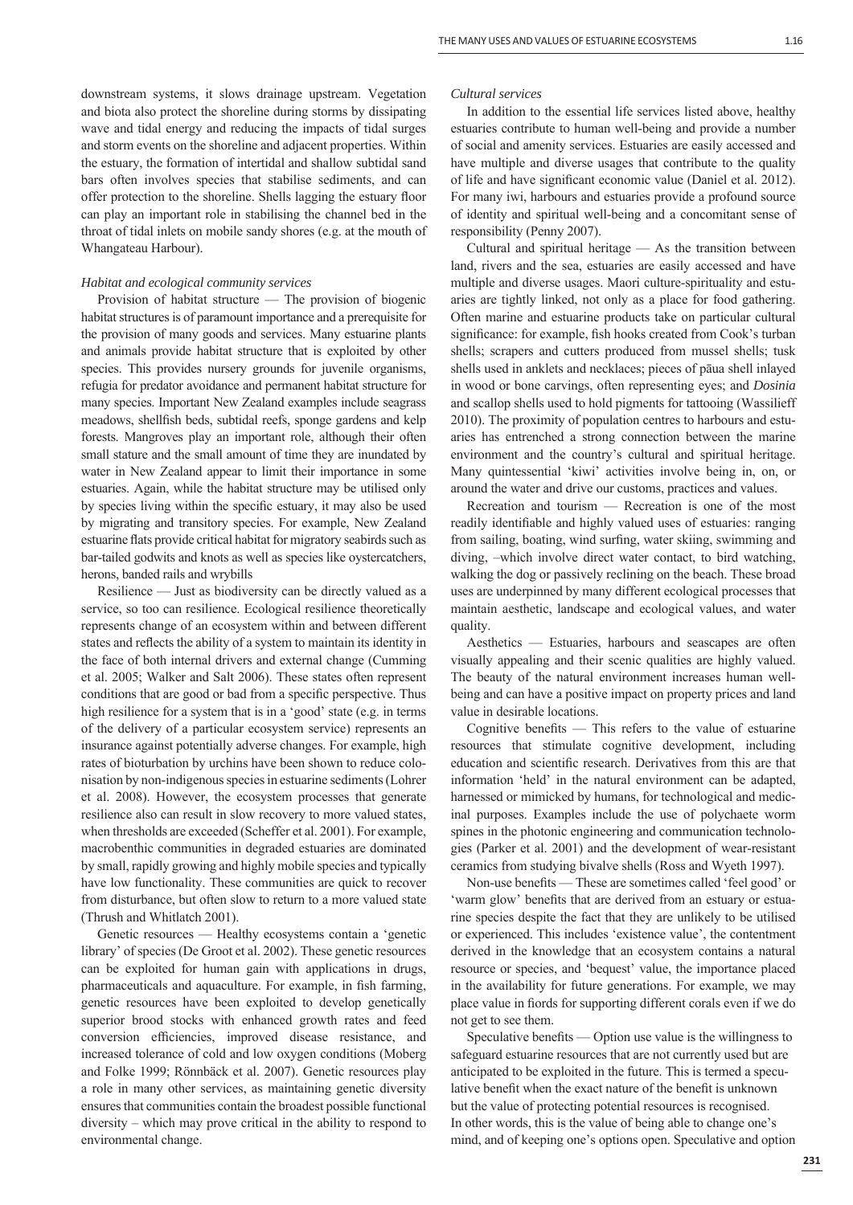downstream systems, it slows drainage upstream. Vegetation and biota also protect the shoreline during storms by dissipating wave and tidal energy and reducing the impacts of tidal surges and storm events on the shoreline and adjacent properties. Within the estuary, the formation of intertidal and shallow subtidal sand bars often involves species that stabilise sediments, and can offer protection to the shoreline. Shells lagging the estuary floor can play an important role in stabilising the channel bed in the throat of tidal inlets on mobile sandy shores (e.g. at the mouth of Whangateau Harbour).

*Habitat and ecological community services*

Provision of habitat structure — The provision of biogenic habitat structures is of paramount importance and a prerequisite for the provision of many goods and services. Many estuarine plants and animals provide habitat structure that is exploited by other species. This provides nursery grounds for juvenile organisms, refugia for predator avoidance and permanent habitat structure for many species. Important New Zealand examples include seagrass meadows, shellfish beds, subtidal reefs, sponge gardens and kelp forests. Mangroves play an important role, although their often small stature and the small amount of time they are inundated by water in New Zealand appear to limit their importance in some estuaries. Again, while the habitat structure may be utilised only by species living within the specific estuary, it may also be used by migrating and transitory species. For example, New Zealand estuarine flats provide critical habitat for migratory seabirds such as bar-tailed godwits and knots as well as species like oystercatchers, herons, banded rails and wrybills

Resilience — Just as biodiversity can be directly valued as a service, so too can resilience. Ecological resilience theoretically represents change of an ecosystem within and between different states and reflects the ability of a system to maintain its identity in the face of both internal drivers and external change (Cumming et al. 2005; Walker and Salt 2006). These states often represent conditions that are good or bad from a specific perspective. Thus high resilience for a system that is in a 'good' state (e.g. in terms of the delivery of a particular ecosystem service) represents an insurance against potentially adverse changes. For example, high rates of bioturbation by urchins have been shown to reduce colonisation by non-indigenous species in estuarine sediments (Lohrer et al. 2008). However, the ecosystem processes that generate resilience also can result in slow recovery to more valued states, when thresholds are exceeded (Scheffer et al. 2001). For example, macrobenthic communities in degraded estuaries are dominated by small, rapidly growing and highly mobile species and typically have low functionality. These communities are quick to recover from disturbance, but often slow to return to a more valued state (Thrush and Whitlatch 2001).

Genetic resources — Healthy ecosystems contain a 'genetic library' of species (De Groot et al. 2002). These genetic resources can be exploited for human gain with applications in drugs, pharmaceuticals and aquaculture. For example, in fish farming, genetic resources have been exploited to develop genetically superior brood stocks with enhanced growth rates and feed conversion efficiencies, improved disease resistance, and increased tolerance of cold and low oxygen conditions (Moberg and Folke 1999; Rönnbäck et al. 2007). Genetic resources play a role in many other services, as maintaining genetic diversity ensures that communities contain the broadest possible functional diversity – which may prove critical in the ability to respond to environmental change.

*Cultural services*

In addition to the essential life services listed above, healthy estuaries contribute to human well-being and provide a number of social and amenity services. Estuaries are easily accessed and have multiple and diverse usages that contribute to the quality of life and have significant economic value (Daniel et al. 2012). For many iwi, harbours and estuaries provide a profound source of identity and spiritual well-being and a concomitant sense of responsibility (Penny 2007).

Cultural and spiritual heritage — As the transition between land, rivers and the sea, estuaries are easily accessed and have multiple and diverse usages. Maori culture-spirituality and estuaries are tightly linked, not only as a place for food gathering. Often marine and estuarine products take on particular cultural significance: for example, fish hooks created from Cook's turban shells; scrapers and cutters produced from mussel shells; tusk shells used in anklets and necklaces; pieces of pāua shell inlayed in wood or bone carvings, often representing eyes; and *Dosinia* and scallop shells used to hold pigments for tattooing (Wassilieff 2010). The proximity of population centres to harbours and estuaries has entrenched a strong connection between the marine environment and the country's cultural and spiritual heritage. Many quintessential 'kiwi' activities involve being in, on, or around the water and drive our customs, practices and values.

Recreation and tourism — Recreation is one of the most readily identifiable and highly valued uses of estuaries: ranging from sailing, boating, wind surfing, water skiing, swimming and diving, –which involve direct water contact, to bird watching, walking the dog or passively reclining on the beach. These broad uses are underpinned by many different ecological processes that maintain aesthetic, landscape and ecological values, and water quality.

Aesthetics — Estuaries, harbours and seascapes are often visually appealing and their scenic qualities are highly valued. The beauty of the natural environment increases human well-being and can have a positive impact on property prices and land value in desirable locations.

Cognitive benefits — This refers to the value of estuarine resources that stimulate cognitive development, including education and scientific research. Derivatives from this are that information 'held' in the natural environment can be adapted, harnessed or mimicked by humans, for technological and medicinal purposes. Examples include the use of polychaete worm spines in the photonic engineering and communication technologies (Parker et al. 2001) and the development of wear-resistant ceramics from studying bivalve shells (Ross and Wyeth 1997).

Non-use benefits — These are sometimes called 'feel good' or 'warm glow' benefits that are derived from an estuary or estuarine species despite the fact that they are unlikely to be utilised or experienced. This includes 'existence value', the contentment derived in the knowledge that an ecosystem contains a natural resource or species, and 'bequest' value, the importance placed in the availability for future generations. For example, we may place value in fiords for supporting different corals even if we do not get to see them.

Speculative benefits — Option use value is the willingness to safeguard estuarine resources that are not currently used but are anticipated to be exploited in the future. This is termed a speculative benefit when the exact nature of the benefit is unknown but the value of protecting potential resources is recognised. In other words, this is the value of being able to change one's mind, and of keeping one's options open. Speculative and option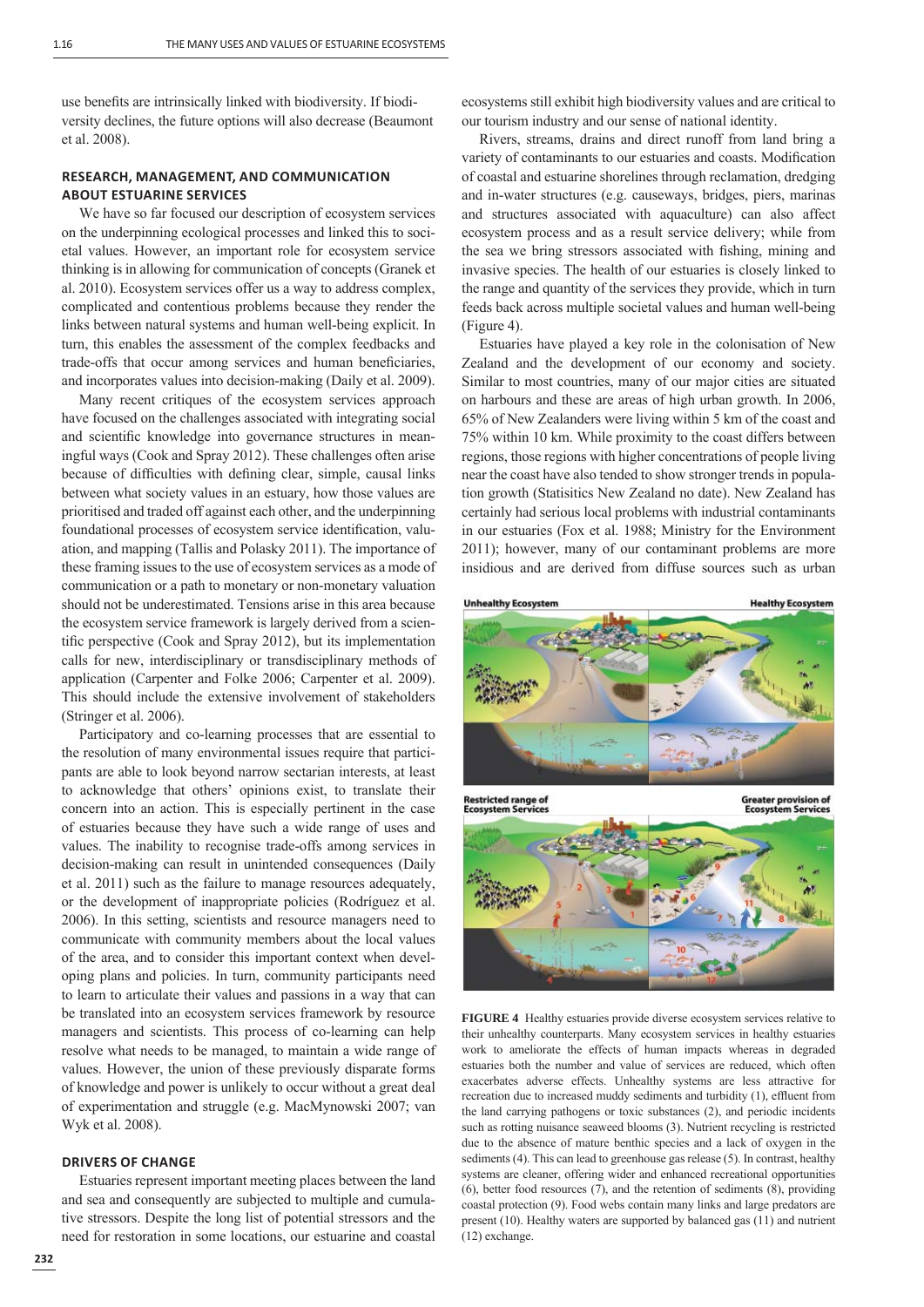use benefits are intrinsically linked with biodiversity. If biodiversity declines, the future options will also decrease (Beaumont et al. 2008).

## RESEARCH, MANAGEMENT, AND COMMUNICATION ABOUT ESTUARINE SERVICES

We have so far focused our description of ecosystem services on the underpinning ecological processes and linked this to societal values. However, an important role for ecosystem service thinking is in allowing for communication of concepts (Granek et al. 2010). Ecosystem services offer us a way to address complex, complicated and contentious problems because they render the links between natural systems and human well-being explicit. In turn, this enables the assessment of the complex feedbacks and trade-offs that occur among services and human beneficiaries, and incorporates values into decision-making (Daily et al. 2009).

Many recent critiques of the ecosystem services approach have focused on the challenges associated with integrating social and scientific knowledge into governance structures in meaningful ways (Cook and Spray 2012). These challenges often arise because of difficulties with defining clear, simple, causal links between what society values in an estuary, how those values are prioritised and traded off against each other, and the underpinning foundational processes of ecosystem service identification, valuation, and mapping (Tallis and Polasky 2011). The importance of these framing issues to the use of ecosystem services as a mode of communication or a path to monetary or non-monetary valuation should not be underestimated. Tensions arise in this area because the ecosystem service framework is largely derived from a scientific perspective (Cook and Spray 2012), but its implementation calls for new, interdisciplinary or transdisciplinary methods of application (Carpenter and Folke 2006; Carpenter et al. 2009). This should include the extensive involvement of stakeholders (Stringer et al. 2006).

Participatory and co-learning processes that are essential to the resolution of many environmental issues require that participants are able to look beyond narrow sectarian interests, at least to acknowledge that others' opinions exist, to translate their concern into an action. This is especially pertinent in the case of estuaries because they have such a wide range of uses and values. The inability to recognise trade-offs among services in decision-making can result in unintended consequences (Daily et al. 2011) such as the failure to manage resources adequately, or the development of inappropriate policies (Rodríguez et al. 2006). In this setting, scientists and resource managers need to communicate with community members about the local values of the area, and to consider this important context when developing plans and policies. In turn, community participants need to learn to articulate their values and passions in a way that can be translated into an ecosystem services framework by resource managers and scientists. This process of co-learning can help resolve what needs to be managed, to maintain a wide range of values. However, the union of these previously disparate forms of knowledge and power is unlikely to occur without a great deal of experimentation and struggle (e.g. MacMynowski 2007; van Wyk et al. 2008).

## DRIVERS OF CHANGE

Estuaries represent important meeting places between the land and sea and consequently are subjected to multiple and cumulative stressors. Despite the long list of potential stressors and the need for restoration in some locations, our estuarine and coastal ecosystems still exhibit high biodiversity values and are critical to our tourism industry and our sense of national identity.

Rivers, streams, drains and direct runoff from land bring a variety of contaminants to our estuaries and coasts. Modification of coastal and estuarine shorelines through reclamation, dredging and in-water structures (e.g. causeways, bridges, piers, marinas and structures associated with aquaculture) can also affect ecosystem process and as a result service delivery; while from the sea we bring stressors associated with fishing, mining and invasive species. The health of our estuaries is closely linked to the range and quantity of the services they provide, which in turn feeds back across multiple societal values and human well-being (Figure 4).

Estuaries have played a key role in the colonisation of New Zealand and the development of our economy and society. Similar to most countries, many of our major cities are situated on harbours and these are areas of high urban growth. In 2006, 65% of New Zealanders were living within 5 km of the coast and 75% within 10 km. While proximity to the coast differs between regions, those regions with higher concentrations of people living near the coast have also tended to show stronger trends in population growth (Statisitics New Zealand no date). New Zealand has certainly had serious local problems with industrial contaminants in our estuaries (Fox et al. 1988; Ministry for the Environment 2011); however, many of our contaminant problems are more insidious and are derived from diffuse sources such as urban

**FIGURE 4** Healthy estuaries provide diverse ecosystem services relative to their unhealthy counterparts. Many ecosystem services in healthy estuaries work to ameliorate the effects of human impacts whereas in degraded estuaries both the number and value of services are reduced, which often exacerbates adverse effects. Unhealthy systems are less attractive for recreation due to increased muddy sediments and turbidity (1), effluent from the land carrying pathogens or toxic substances (2), and periodic incidents such as rotting nuisance seaweed blooms (3). Nutrient recycling is restricted due to the absence of mature benthic species and a lack of oxygen in the sediments (4). This can lead to greenhouse gas release (5). In contrast, healthy systems are cleaner, offering wider and enhanced recreational opportunities (6), better food resources (7), and the retention of sediments (8), providing coastal protection (9). Food webs contain many links and large predators are present (10). Healthy waters are supported by balanced gas (11) and nutrient (12) exchange.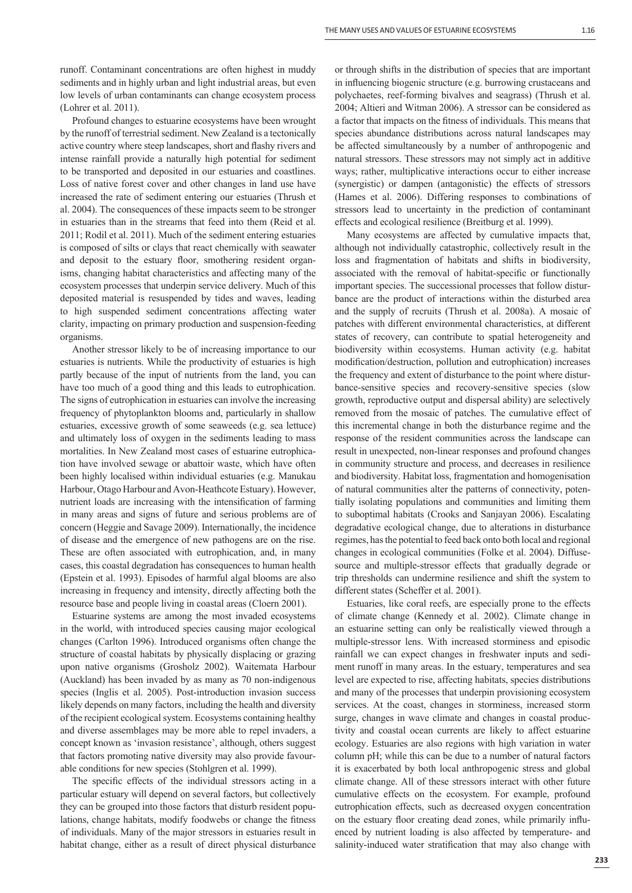runoff. Contaminant concentrations are often highest in muddy sediments and in highly urban and light industrial areas, but even low levels of urban contaminants can change ecosystem process (Lohrer et al. 2011).

Profound changes to estuarine ecosystems have been wrought by the runoff of terrestrial sediment. New Zealand is a tectonically active country where steep landscapes, short and flashy rivers and intense rainfall provide a naturally high potential for sediment to be transported and deposited in our estuaries and coastlines. Loss of native forest cover and other changes in land use have increased the rate of sediment entering our estuaries (Thrush et al. 2004). The consequences of these impacts seem to be stronger in estuaries than in the streams that feed into them (Reid et al. 2011; Rodil et al. 2011). Much of the sediment entering estuaries is composed of silts or clays that react chemically with seawater and deposit to the estuary floor, smothering resident organisms, changing habitat characteristics and affecting many of the ecosystem processes that underpin service delivery. Much of this deposited material is resuspended by tides and waves, leading to high suspended sediment concentrations affecting water clarity, impacting on primary production and suspension-feeding organisms.

Another stressor likely to be of increasing importance to our estuaries is nutrients. While the productivity of estuaries is high partly because of the input of nutrients from the land, you can have too much of a good thing and this leads to eutrophication. The signs of eutrophication in estuaries can involve the increasing frequency of phytoplankton blooms and, particularly in shallow estuaries, excessive growth of some seaweeds (e.g. sea lettuce) and ultimately loss of oxygen in the sediments leading to mass mortalities. In New Zealand most cases of estuarine eutrophication have involved sewage or abattoir waste, which have often been highly localised within individual estuaries (e.g. Manukau Harbour, Otago Harbour and Avon-Heathcote Estuary). However, nutrient loads are increasing with the intensification of farming in many areas and signs of future and serious problems are of concern (Heggie and Savage 2009). Internationally, the incidence of disease and the emergence of new pathogens are on the rise. These are often associated with eutrophication, and, in many cases, this coastal degradation has consequences to human health (Epstein et al. 1993). Episodes of harmful algal blooms are also increasing in frequency and intensity, directly affecting both the resource base and people living in coastal areas (Cloern 2001).

Estuarine systems are among the most invaded ecosystems in the world, with introduced species causing major ecological changes (Carlton 1996). Introduced organisms often change the structure of coastal habitats by physically displacing or grazing upon native organisms (Grosholz 2002). Waitemata Harbour (Auckland) has been invaded by as many as 70 non-indigenous species (Inglis et al. 2005). Post-introduction invasion success likely depends on many factors, including the health and diversity of the recipient ecological system. Ecosystems containing healthy and diverse assemblages may be more able to repel invaders, a concept known as 'invasion resistance', although, others suggest that factors promoting native diversity may also provide favourable conditions for new species (Stohlgren et al. 1999).

The specific effects of the individual stressors acting in a particular estuary will depend on several factors, but collectively they can be grouped into those factors that disturb resident populations, change habitats, modify foodwebs or change the fitness of individuals. Many of the major stressors in estuaries result in habitat change, either as a result of direct physical disturbance or through shifts in the distribution of species that are important in influencing biogenic structure (e.g. burrowing crustaceans and polychaetes, reef-forming bivalves and seagrass) (Thrush et al. 2004; Altieri and Witman 2006). A stressor can be considered as a factor that impacts on the fitness of individuals. This means that species abundance distributions across natural landscapes may be affected simultaneously by a number of anthropogenic and natural stressors. These stressors may not simply act in additive ways; rather, multiplicative interactions occur to either increase (synergistic) or dampen (antagonistic) the effects of stressors (Hames et al. 2006). Differing responses to combinations of stressors lead to uncertainty in the prediction of contaminant effects and ecological resilience (Breitburg et al. 1999).

Many ecosystems are affected by cumulative impacts that, although not individually catastrophic, collectively result in the loss and fragmentation of habitats and shifts in biodiversity, associated with the removal of habitat-specific or functionally important species. The successional processes that follow disturbance are the product of interactions within the disturbed area and the supply of recruits (Thrush et al. 2008a). A mosaic of patches with different environmental characteristics, at different states of recovery, can contribute to spatial heterogeneity and biodiversity within ecosystems. Human activity (e.g. habitat modification/destruction, pollution and eutrophication) increases the frequency and extent of disturbance to the point where disturbance-sensitive species and recovery-sensitive species (slow growth, reproductive output and dispersal ability) are selectively removed from the mosaic of patches. The cumulative effect of this incremental change in both the disturbance regime and the response of the resident communities across the landscape can result in unexpected, non-linear responses and profound changes in community structure and process, and decreases in resilience and biodiversity. Habitat loss, fragmentation and homogenisation of natural communities alter the patterns of connectivity, potentially isolating populations and communities and limiting them to suboptimal habitats (Crooks and Sanjayan 2006). Escalating degradative ecological change, due to alterations in disturbance regimes, has the potential to feed back onto both local and regional changes in ecological communities (Folke et al. 2004). Diffuse-source and multiple-stressor effects that gradually degrade or trip thresholds can undermine resilience and shift the system to different states (Scheffer et al. 2001).

Estuaries, like coral reefs, are especially prone to the effects of climate change (Kennedy et al. 2002). Climate change in an estuarine setting can only be realistically viewed through a multiple-stressor lens. With increased storminess and episodic rainfall we can expect changes in freshwater inputs and sediment runoff in many areas. In the estuary, temperatures and sea level are expected to rise, affecting habitats, species distributions and many of the processes that underpin provisioning ecosystem services. At the coast, changes in storminess, increased storm surge, changes in wave climate and changes in coastal productivity and coastal ocean currents are likely to affect estuarine ecology. Estuaries are also regions with high variation in water column pH; while this can be due to a number of natural factors it is exacerbated by both local anthropogenic stress and global climate change. All of these stressors interact with other future cumulative effects on the ecosystem. For example, profound eutrophication effects, such as decreased oxygen concentration on the estuary floor creating dead zones, while primarily influenced by nutrient loading is also affected by temperature- and salinity-induced water stratification that may also change with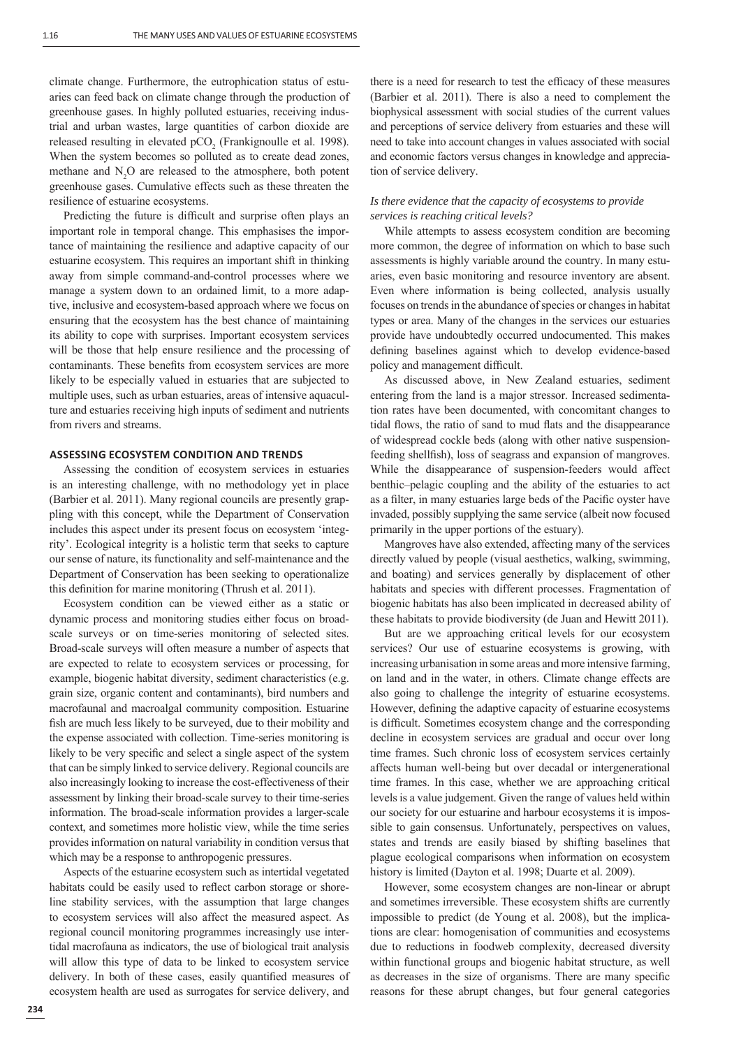climate change. Furthermore, the eutrophication status of estuaries can feed back on climate change through the production of greenhouse gases. In highly polluted estuaries, receiving industrial and urban wastes, large quantities of carbon dioxide are released resulting in elevated $pCO_2$ (Frankignoulle et al. 1998). When the system becomes so polluted as to create dead zones, methane and $N_2O$ are released to the atmosphere, both potent greenhouse gases. Cumulative effects such as these threaten the resilience of estuarine ecosystems.

Predicting the future is difficult and surprise often plays an important role in temporal change. This emphasises the importance of maintaining the resilience and adaptive capacity of our estuarine ecosystem. This requires an important shift in thinking away from simple command-and-control processes where we manage a system down to an ordained limit, to a more adaptive, inclusive and ecosystem-based approach where we focus on ensuring that the ecosystem has the best chance of maintaining its ability to cope with surprises. Important ecosystem services will be those that help ensure resilience and the processing of contaminants. These benefits from ecosystem services are more likely to be especially valued in estuaries that are subjected to multiple uses, such as urban estuaries, areas of intensive aquaculture and estuaries receiving high inputs of sediment and nutrients from rivers and streams.

## ASSESSING ECOSYSTEM CONDITION AND TRENDS

Assessing the condition of ecosystem services in estuaries is an interesting challenge, with no methodology yet in place (Barbier et al. 2011). Many regional councils are presently grappling with this concept, while the Department of Conservation includes this aspect under its present focus on ecosystem 'integrity'. Ecological integrity is a holistic term that seeks to capture our sense of nature, its functionality and self-maintenance and the Department of Conservation has been seeking to operationalize this definition for marine monitoring (Thrush et al. 2011).

Ecosystem condition can be viewed either as a static or dynamic process and monitoring studies either focus on broad-scale surveys or on time-series monitoring of selected sites. Broad-scale surveys will often measure a number of aspects that are expected to relate to ecosystem services or processing, for example, biogenic habitat diversity, sediment characteristics (e.g. grain size, organic content and contaminants), bird numbers and macrofaunal and macroalgal community composition. Estuarine fish are much less likely to be surveyed, due to their mobility and the expense associated with collection. Time-series monitoring is likely to be very specific and select a single aspect of the system that can be simply linked to service delivery. Regional councils are also increasingly looking to increase the cost-effectiveness of their assessment by linking their broad-scale survey to their time-series information. The broad-scale information provides a larger-scale context, and sometimes more holistic view, while the time series provides information on natural variability in condition versus that which may be a response to anthropogenic pressures.

Aspects of the estuarine ecosystem such as intertidal vegetated habitats could be easily used to reflect carbon storage or shoreline stability services, with the assumption that large changes to ecosystem services will also affect the measured aspect. As regional council monitoring programmes increasingly use intertidal macrofauna as indicators, the use of biological trait analysis will allow this type of data to be linked to ecosystem service delivery. In both of these cases, easily quantified measures of ecosystem health are used as surrogates for service delivery, and there is a need for research to test the efficacy of these measures (Barbier et al. 2011). There is also a need to complement the biophysical assessment with social studies of the current values and perceptions of service delivery from estuaries and these will need to take into account changes in values associated with social and economic factors versus changes in knowledge and appreciation of service delivery.

### *Is there evidence that the capacity of ecosystems to provide services is reaching critical levels?*

While attempts to assess ecosystem condition are becoming more common, the degree of information on which to base such assessments is highly variable around the country. In many estuaries, even basic monitoring and resource inventory are absent. Even where information is being collected, analysis usually focuses on trends in the abundance of species or changes in habitat types or area. Many of the changes in the services our estuaries provide have undoubtedly occurred undocumented. This makes defining baselines against which to develop evidence-based policy and management difficult.

As discussed above, in New Zealand estuaries, sediment entering from the land is a major stressor. Increased sedimentation rates have been documented, with concomitant changes to tidal flows, the ratio of sand to mud flats and the disappearance of widespread cockle beds (along with other native suspension-feeding shellfish), loss of seagrass and expansion of mangroves. While the disappearance of suspension-feeders would affect benthic–pelagic coupling and the ability of the estuaries to act as a filter, in many estuaries large beds of the Pacific oyster have invaded, possibly supplying the same service (albeit now focused primarily in the upper portions of the estuary).

Mangroves have also extended, affecting many of the services directly valued by people (visual aesthetics, walking, swimming, and boating) and services generally by displacement of other habitats and species with different processes. Fragmentation of biogenic habitats has also been implicated in decreased ability of these habitats to provide biodiversity (de Juan and Hewitt 2011).

But are we approaching critical levels for our ecosystem services? Our use of estuarine ecosystems is growing, with increasing urbanisation in some areas and more intensive farming, on land and in the water, in others. Climate change effects are also going to challenge the integrity of estuarine ecosystems. However, defining the adaptive capacity of estuarine ecosystems is difficult. Sometimes ecosystem change and the corresponding decline in ecosystem services are gradual and occur over long time frames. Such chronic loss of ecosystem services certainly affects human well-being but over decadal or intergenerational time frames. In this case, whether we are approaching critical levels is a value judgement. Given the range of values held within our society for our estuarine and harbour ecosystems it is impossible to gain consensus. Unfortunately, perspectives on values, states and trends are easily biased by shifting baselines that plague ecological comparisons when information on ecosystem history is limited (Dayton et al. 1998; Duarte et al. 2009).

However, some ecosystem changes are non-linear or abrupt and sometimes irreversible. These ecosystem shifts are currently impossible to predict (de Young et al. 2008), but the implications are clear: homogenisation of communities and ecosystems due to reductions in foodweb complexity, decreased diversity within functional groups and biogenic habitat structure, as well as decreases in the size of organisms. There are many specific reasons for these abrupt changes, but four general categories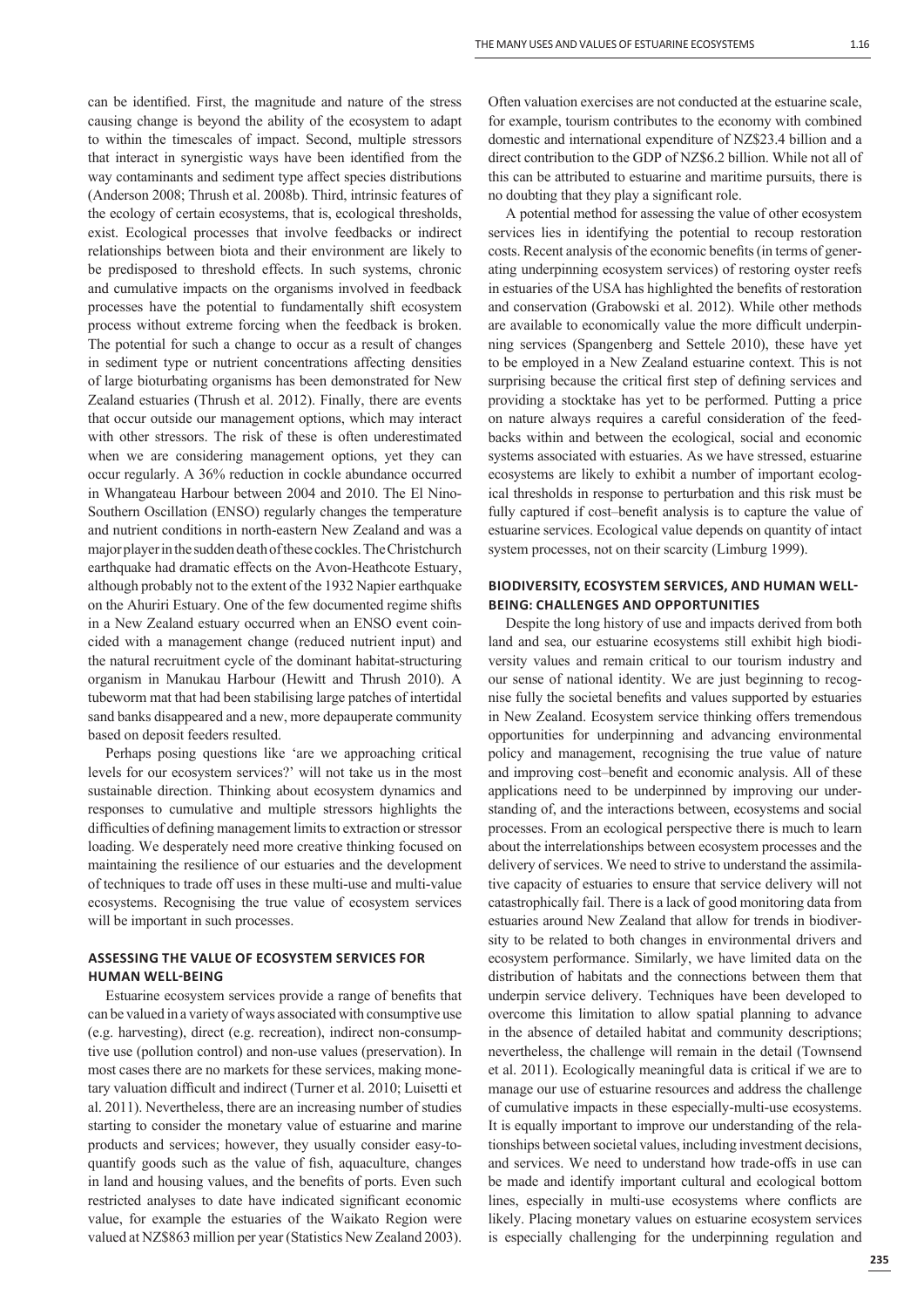can be identified. First, the magnitude and nature of the stress causing change is beyond the ability of the ecosystem to adapt to within the timescales of impact. Second, multiple stressors that interact in synergistic ways have been identified from the way contaminants and sediment type affect species distributions (Anderson 2008; Thrush et al. 2008b). Third, intrinsic features of the ecology of certain ecosystems, that is, ecological thresholds, exist. Ecological processes that involve feedbacks or indirect relationships between biota and their environment are likely to be predisposed to threshold effects. In such systems, chronic and cumulative impacts on the organisms involved in feedback processes have the potential to fundamentally shift ecosystem process without extreme forcing when the feedback is broken. The potential for such a change to occur as a result of changes in sediment type or nutrient concentrations affecting densities of large bioturbating organisms has been demonstrated for New Zealand estuaries (Thrush et al. 2012). Finally, there are events that occur outside our management options, which may interact with other stressors. The risk of these is often underestimated when we are considering management options, yet they can occur regularly. A 36% reduction in cockle abundance occurred in Whangateau Harbour between 2004 and 2010. The El Nino-Southern Oscillation (ENSO) regularly changes the temperature and nutrient conditions in north-eastern New Zealand and was a major player in the sudden death of these cockles. The Christchurch earthquake had dramatic effects on the Avon-Heathcote Estuary, although probably not to the extent of the 1932 Napier earthquake on the Ahuriri Estuary. One of the few documented regime shifts in a New Zealand estuary occurred when an ENSO event coincided with a management change (reduced nutrient input) and the natural recruitment cycle of the dominant habitat-structuring organism in Manukau Harbour (Hewitt and Thrush 2010). A tubeworm mat that had been stabilising large patches of intertidal sand banks disappeared and a new, more depauperate community based on deposit feeders resulted.

Perhaps posing questions like 'are we approaching critical levels for our ecosystem services?' will not take us in the most sustainable direction. Thinking about ecosystem dynamics and responses to cumulative and multiple stressors highlights the difficulties of defining management limits to extraction or stressor loading. We desperately need more creative thinking focused on maintaining the resilience of our estuaries and the development of techniques to trade off uses in these multi-use and multi-value ecosystems. Recognising the true value of ecosystem services will be important in such processes.

## ASSESSING THE VALUE OF ECOSYSTEM SERVICES FOR HUMAN WELL-BEING

Estuarine ecosystem services provide a range of benefits that can be valued in a variety of ways associated with consumptive use (e.g. harvesting), direct (e.g. recreation), indirect non-consumptive use (pollution control) and non-use values (preservation). In most cases there are no markets for these services, making monetary valuation difficult and indirect (Turner et al. 2010; Luisetti et al. 2011). Nevertheless, there are an increasing number of studies starting to consider the monetary value of estuarine and marine products and services; however, they usually consider easy-to-quantify goods such as the value of fish, aquaculture, changes in land and housing values, and the benefits of ports. Even such restricted analyses to date have indicated significant economic value, for example the estuaries of the Waikato Region were valued at NZ$863 million per year (Statistics New Zealand 2003). Often valuation exercises are not conducted at the estuarine scale, for example, tourism contributes to the economy with combined domestic and international expenditure of NZ$23.4 billion and a direct contribution to the GDP of NZ$6.2 billion. While not all of this can be attributed to estuarine and maritime pursuits, there is no doubting that they play a significant role.

A potential method for assessing the value of other ecosystem services lies in identifying the potential to recoup restoration costs. Recent analysis of the economic benefits (in terms of generating underpinning ecosystem services) of restoring oyster reefs in estuaries of the USA has highlighted the benefits of restoration and conservation (Grabowski et al. 2012). While other methods are available to economically value the more difficult underpinning services (Spangenberg and Settele 2010), these have yet to be employed in a New Zealand estuarine context. This is not surprising because the critical first step of defining services and providing a stocktake has yet to be performed. Putting a price on nature always requires a careful consideration of the feedbacks within and between the ecological, social and economic systems associated with estuaries. As we have stressed, estuarine ecosystems are likely to exhibit a number of important ecological thresholds in response to perturbation and this risk must be fully captured if cost–benefit analysis is to capture the value of estuarine services. Ecological value depends on quantity of intact system processes, not on their scarcity (Limburg 1999).

## BIODIVERSITY, ECOSYSTEM SERVICES, AND HUMAN WELL-BEING: CHALLENGES AND OPPORTUNITIES

Despite the long history of use and impacts derived from both land and sea, our estuarine ecosystems still exhibit high biodiversity values and remain critical to our tourism industry and our sense of national identity. We are just beginning to recognise fully the societal benefits and values supported by estuaries in New Zealand. Ecosystem service thinking offers tremendous opportunities for underpinning and advancing environmental policy and management, recognising the true value of nature and improving cost–benefit and economic analysis. All of these applications need to be underpinned by improving our understanding of, and the interactions between, ecosystems and social processes. From an ecological perspective there is much to learn about the interrelationships between ecosystem processes and the delivery of services. We need to strive to understand the assimilative capacity of estuaries to ensure that service delivery will not catastrophically fail. There is a lack of good monitoring data from estuaries around New Zealand that allow for trends in biodiversity to be related to both changes in environmental drivers and ecosystem performance. Similarly, we have limited data on the distribution of habitats and the connections between them that underpin service delivery. Techniques have been developed to overcome this limitation to allow spatial planning to advance in the absence of detailed habitat and community descriptions; nevertheless, the challenge will remain in the detail (Townsend et al. 2011). Ecologically meaningful data is critical if we are to manage our use of estuarine resources and address the challenge of cumulative impacts in these especially-multi-use ecosystems. It is equally important to improve our understanding of the relationships between societal values, including investment decisions, and services. We need to understand how trade-offs in use can be made and identify important cultural and ecological bottom lines, especially in multi-use ecosystems where conflicts are likely. Placing monetary values on estuarine ecosystem services is especially challenging for the underpinning regulation and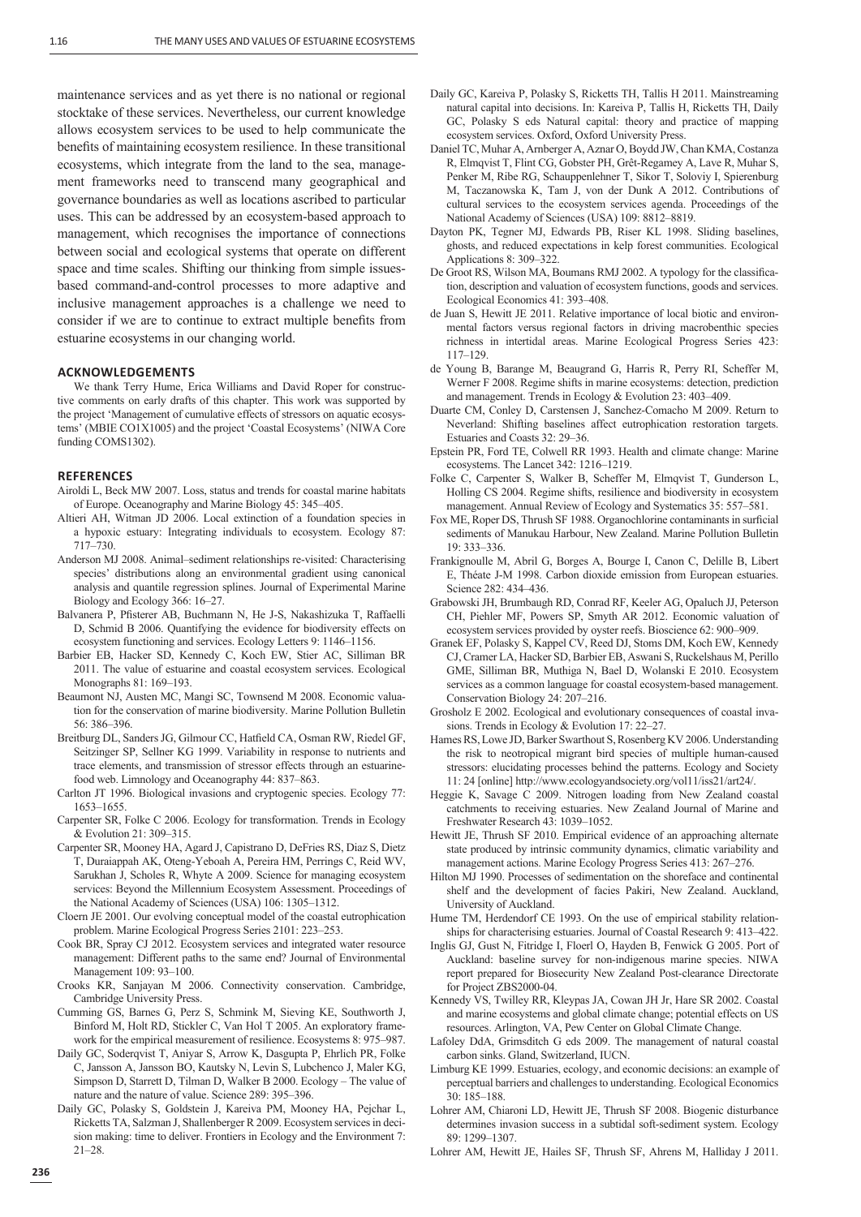maintenance services and as yet there is no national or regional stocktake of these services. Nevertheless, our current knowledge allows ecosystem services to be used to help communicate the benefits of maintaining ecosystem resilience. In these transitional ecosystems, which integrate from the land to the sea, management frameworks need to transcend many geographical and governance boundaries as well as locations ascribed to particular uses. This can be addressed by an ecosystem-based approach to management, which recognises the importance of connections between social and ecological systems that operate on different space and time scales. Shifting our thinking from simple issues-based command-and-control processes to more adaptive and inclusive management approaches is a challenge we need to consider if we are to continue to extract multiple benefits from estuarine ecosystems in our changing world.

## ACKNOWLEDGEMENTS

We thank Terry Hume, Erica Williams and David Roper for constructive comments on early drafts of this chapter. This work was supported by the project 'Management of cumulative effects of stressors on aquatic ecosystems' (MBIE CO1X1005) and the project 'Coastal Ecosystems' (NIWA Core funding COMS1302).

## REFERENCES

Airoldi L, Beck MW 2007. Loss, status and trends for coastal marine habitats of Europe. Oceanography and Marine Biology 45: 345–405.

Altieri AH, Witman JD 2006. Local extinction of a foundation species in a hypoxic estuary: Integrating individuals to ecosystem. Ecology 87: 717–730.

Anderson MJ 2008. Animal–sediment relationships re-visited: Characterising species' distributions along an environmental gradient using canonical analysis and quantile regression splines. Journal of Experimental Marine Biology and Ecology 366: 16–27.

Balvanera P, Pfisterer AB, Buchmann N, He J-S, Nakashizuka T, Raffaelli D, Schmid B 2006. Quantifying the evidence for biodiversity effects on ecosystem functioning and services. Ecology Letters 9: 1146–1156.

Barbier EB, Hacker SD, Kennedy C, Koch EW, Stier AC, Silliman BR 2011. The value of estuarine and coastal ecosystem services. Ecological Monographs 81: 169–193.

Beaumont NJ, Austen MC, Mangi SC, Townsend M 2008. Economic valuation for the conservation of marine biodiversity. Marine Pollution Bulletin 56: 386–396.

Breitburg DL, Sanders JG, Gilmour CC, Hatfield CA, Osman RW, Riedel GF, Seitzinger SP, Sellner KG 1999. Variability in response to nutrients and trace elements, and transmission of stressor effects through an estuarine-food web. Limnology and Oceanography 44: 837–863.

Carlton JT 1996. Biological invasions and cryptogenic species. Ecology 77: 1653–1655.

Carpenter SR, Folke C 2006. Ecology for transformation. Trends in Ecology & Evolution 21: 309–315.

Carpenter SR, Mooney HA, Agard J, Capistrano D, DeFries RS, Diaz S, Dietz T, Duraiappah AK, Oteng-Yeboah A, Pereira HM, Perrings C, Reid WV, Sarukhan J, Scholes R, Whyte A 2009. Science for managing ecosystem services: Beyond the Millennium Ecosystem Assessment. Proceedings of the National Academy of Sciences (USA) 106: 1305–1312.

Cloern JE 2001. Our evolving conceptual model of the coastal eutrophication problem. Marine Ecological Progress Series 2101: 223–253.

Cook BR, Spray CJ 2012. Ecosystem services and integrated water resource management: Different paths to the same end? Journal of Environmental Management 109: 93–100.

Crooks KR, Sanjayan M 2006. Connectivity conservation. Cambridge, Cambridge University Press.

Cumming GS, Barnes G, Perz S, Schmink M, Sieving KE, Southworth J, Binford M, Holt RD, Stickler C, Van Hol T 2005. An exploratory framework for the empirical measurement of resilience. Ecosystems 8: 975–987.

Daily GC, Soderqvist T, Aniyar S, Arrow K, Dasgupta P, Ehrlich PR, Folke C, Jansson A, Jansson BO, Kautsky N, Levin S, Lubchenco J, Maler KG, Simpson D, Starrett D, Tilman D, Walker B 2000. Ecology – The value of nature and the nature of value. Science 289: 395–396.

Daily GC, Polasky S, Goldstein J, Kareiva PM, Mooney HA, Pejchar L, Ricketts TA, Salzman J, Shallenberger R 2009. Ecosystem services in decision making: time to deliver. Frontiers in Ecology and the Environment 7: 21–28.

Daily GC, Kareiva P, Polasky S, Ricketts TH, Tallis H 2011. Mainstreaming natural capital into decisions. In: Kareiva P, Tallis H, Ricketts TH, Daily GC, Polasky S eds Natural capital: theory and practice of mapping ecosystem services. Oxford, Oxford University Press.

Daniel TC, Muhar A, Arnberger A, Aznar O, Boydd JW, Chan KMA, Costanza R, Elmqvist T, Flint CG, Gobster PH, Grêt-Regamey A, Lave R, Muhar S, Penker M, Ribe RG, Schauppenlehner T, Sikor T, Soloviy I, Spierenburg M, Taczanowska K, Tam J, von der Dunk A 2012. Contributions of cultural services to the ecosystem services agenda. Proceedings of the National Academy of Sciences (USA) 109: 8812–8819.

Dayton PK, Tegner MJ, Edwards PB, Riser KL 1998. Sliding baselines, ghosts, and reduced expectations in kelp forest communities. Ecological Applications 8: 309–322.

De Groot RS, Wilson MA, Boumans RMJ 2002. A typology for the classification, description and valuation of ecosystem functions, goods and services. Ecological Economics 41: 393–408.

de Juan S, Hewitt JE 2011. Relative importance of local biotic and environmental factors versus regional factors in driving macrobenthic species richness in intertidal areas. Marine Ecological Progress Series 423: 117–129.

de Young B, Barange M, Beaugrand G, Harris R, Perry RI, Scheffer M, Werner F 2008. Regime shifts in marine ecosystems: detection, prediction and management. Trends in Ecology & Evolution 23: 403–409.

Duarte CM, Conley D, Carstensen J, Sanchez-Comacho M 2009. Return to Neverland: Shifting baselines affect eutrophication restoration targets. Estuaries and Coasts 32: 29–36.

Epstein PR, Ford TE, Colwell RR 1993. Health and climate change: Marine ecosystems. The Lancet 342: 1216–1219.

Folke C, Carpenter S, Walker B, Scheffer M, Elmqvist T, Gunderson L, Holling CS 2004. Regime shifts, resilience and biodiversity in ecosystem management. Annual Review of Ecology and Systematics 35: 557–581.

Fox ME, Roper DS, Thrush SF 1988. Organochlorine contaminants in surficial sediments of Manukau Harbour, New Zealand. Marine Pollution Bulletin 19: 333–336.

Frankignoulle M, Abril G, Borges A, Bourge I, Canon C, Delille B, Libert E, Théate J-M 1998. Carbon dioxide emission from European estuaries. Science 282: 434–436.

Grabowski JH, Brumbaugh RD, Conrad RF, Keeler AG, Opaluch JJ, Peterson CH, Piehler MF, Powers SP, Smyth AR 2012. Economic valuation of ecosystem services provided by oyster reefs. Bioscience 62: 900–909.

Granek EF, Polasky S, Kappel CV, Reed DJ, Stoms DM, Koch EW, Kennedy CJ, Cramer LA, Hacker SD, Barbier EB, Aswani S, Ruckelshaus M, Perillo GME, Silliman BR, Muthiga N, Bael D, Wolanski E 2010. Ecosystem services as a common language for coastal ecosystem-based management. Conservation Biology 24: 207–216.

Grosholz E 2002. Ecological and evolutionary consequences of coastal invasions. Trends in Ecology & Evolution 17: 22–27.

Hames RS, Lowe JD, Barker Swarthout S, Rosenberg KV 2006. Understanding the risk to neotropical migrant bird species of multiple human-caused stressors: elucidating processes behind the patterns. Ecology and Society 11: 24 [online] http://www.ecologyandsociety.org/vol11/iss21/art24/.

Heggie K, Savage C 2009. Nitrogen loading from New Zealand coastal catchments to receiving estuaries. New Zealand Journal of Marine and Freshwater Research 43: 1039–1052.

Hewitt JE, Thrush SF 2010. Empirical evidence of an approaching alternate state produced by intrinsic community dynamics, climatic variability and management actions. Marine Ecology Progress Series 413: 267–276.

Hilton MJ 1990. Processes of sedimentation on the shoreface and continental shelf and the development of facies Pakiri, New Zealand. Auckland, University of Auckland.

Hume TM, Herdendorf CE 1993. On the use of empirical stability relationships for characterising estuaries. Journal of Coastal Research 9: 413–422.

Inglis GJ, Gust N, Fitridge I, Floerl O, Hayden B, Fenwick G 2005. Port of Auckland: baseline survey for non-indigenous marine species. NIWA report prepared for Biosecurity New Zealand Post-clearance Directorate for Project ZBS2000-04.

Kennedy VS, Twilley RR, Kleypas JA, Cowan JH Jr, Hare SR 2002. Coastal and marine ecosystems and global climate change; potential effects on US resources. Arlington, VA, Pew Center on Global Climate Change.

Lafoley DdA, Grimsditch G eds 2009. The management of natural coastal carbon sinks. Gland, Switzerland, IUCN.

Limburg KE 1999. Estuaries, ecology, and economic decisions: an example of perceptual barriers and challenges to understanding. Ecological Economics 30: 185–188.

Lohrer AM, Chiaroni LD, Hewitt JE, Thrush SF 2008. Biogenic disturbance determines invasion success in a subtidal soft-sediment system. Ecology 89: 1299–1307.

Lohrer AM, Hewitt JE, Hailes SF, Thrush SF, Ahrens M, Halliday J 2011.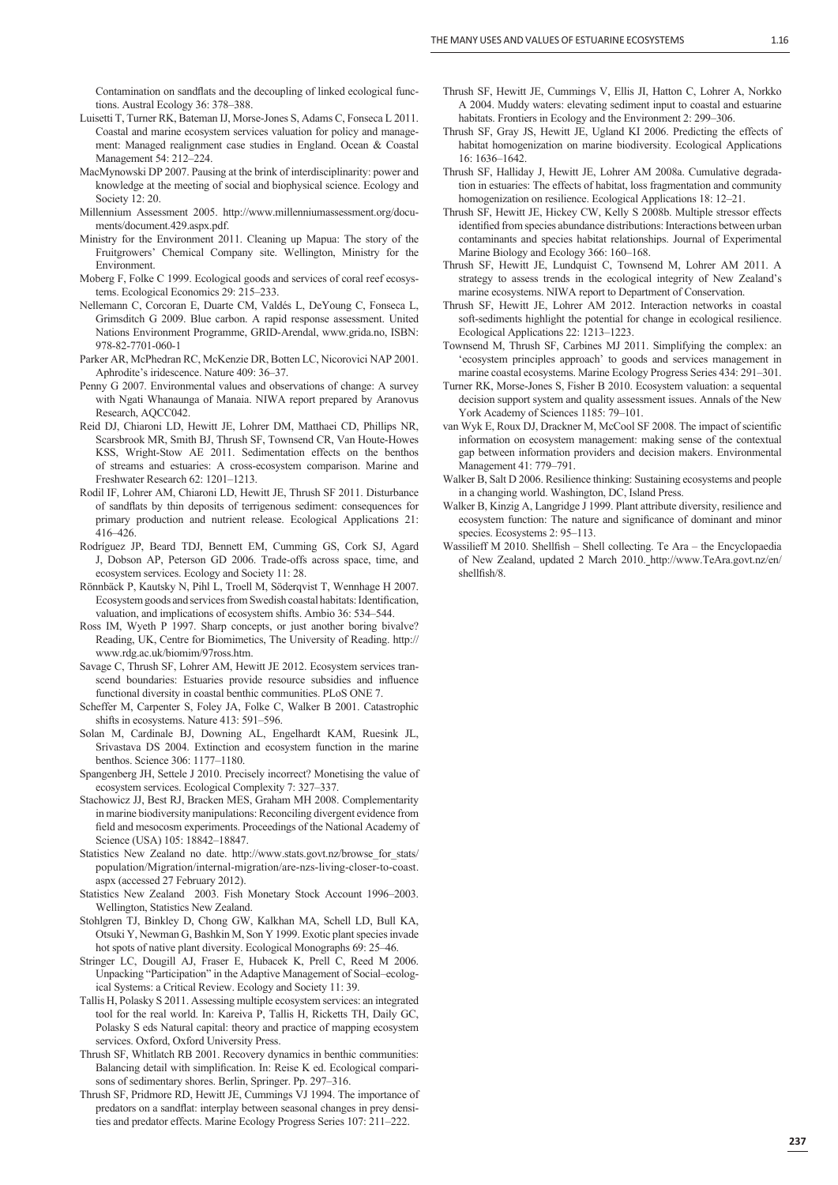Contamination on sandflats and the decoupling of linked ecological functions. Austral Ecology 36: 378–388.

Luisetti T, Turner RK, Bateman IJ, Morse-Jones S, Adams C, Fonseca L 2011. Coastal and marine ecosystem services valuation for policy and management: Managed realignment case studies in England. Ocean & Coastal Management 54: 212–224.

MacMynowski DP 2007. Pausing at the brink of interdisciplinarity: power and knowledge at the meeting of social and biophysical science. Ecology and Society 12: 20.

Millennium Assessment 2005. http://www.millenniumassessment.org/documents/document.429.aspx.pdf.

Ministry for the Environment 2011. Cleaning up Mapua: The story of the Fruitgrowers' Chemical Company site. Wellington, Ministry for the Environment.

Moberg F, Folke C 1999. Ecological goods and services of coral reef ecosystems. Ecological Economics 29: 215–233.

Nellemann C, Corcoran E, Duarte CM, Valdés L, DeYoung C, Fonseca L, Grimsditch G 2009. Blue carbon. A rapid response assessment. United Nations Environment Programme, GRID-Arendal, www.grida.no, ISBN: 978-82-7701-060-1

Parker AR, McPhedran RC, McKenzie DR, Botten LC, Nicorovici NAP 2001. Aphrodite's iridescence. Nature 409: 36–37.

Penny G 2007. Environmental values and observations of change: A survey with Ngati Whanaunga of Manaia. NIWA report prepared by Aranovus Research, AQCC042.

Reid DJ, Chiaroni LD, Hewitt JE, Lohrer DM, Matthaei CD, Phillips NR, Scarsbrook MR, Smith BJ, Thrush SF, Townsend CR, Van Houte-Howes KSS, Wright-Stow AE 2011. Sedimentation effects on the benthos of streams and estuaries: A cross-ecosystem comparison. Marine and Freshwater Research 62: 1201–1213.

Rodil IF, Lohrer AM, Chiaroni LD, Hewitt JE, Thrush SF 2011. Disturbance of sandflats by thin deposits of terrigenous sediment: consequences for primary production and nutrient release. Ecological Applications 21: 416–426.

Rodríguez JP, Beard TDJ, Bennett EM, Cumming GS, Cork SJ, Agard J, Dobson AP, Peterson GD 2006. Trade-offs across space, time, and ecosystem services. Ecology and Society 11: 28.

Rönnbäck P, Kautsky N, Pihl L, Troell M, Söderqvist T, Wennhage H 2007. Ecosystem goods and services from Swedish coastal habitats: Identification, valuation, and implications of ecosystem shifts. Ambio 36: 534–544.

Ross IM, Wyeth P 1997. Sharp concepts, or just another boring bivalve? Reading, UK, Centre for Biomimetics, The University of Reading. http://www.rdg.ac.uk/biomim/97ross.htm.

Savage C, Thrush SF, Lohrer AM, Hewitt JE 2012. Ecosystem services transcend boundaries: Estuaries provide resource subsidies and influence functional diversity in coastal benthic communities. PLoS ONE 7.

Scheffer M, Carpenter S, Foley JA, Folke C, Walker B 2001. Catastrophic shifts in ecosystems. Nature 413: 591–596.

Solan M, Cardinale BJ, Downing AL, Engelhardt KAM, Ruesink JL, Srivastava DS 2004. Extinction and ecosystem function in the marine benthos. Science 306: 1177–1180.

Spangenberg JH, Settele J 2010. Precisely incorrect? Monetising the value of ecosystem services. Ecological Complexity 7: 327–337.

Stachowicz JJ, Best RJ, Bracken MES, Graham MH 2008. Complementarity in marine biodiversity manipulations: Reconciling divergent evidence from field and mesocosm experiments. Proceedings of the National Academy of Science (USA) 105: 18842–18847.

Statistics New Zealand no date. http://www.stats.govt.nz/browse_for_stats/population/Migration/internal-migration/are-nzs-living-closer-to-coast.aspx (accessed 27 February 2012).

Statistics New Zealand 2003. Fish Monetary Stock Account 1996–2003. Wellington, Statistics New Zealand.

Stohlgren TJ, Binkley D, Chong GW, Kalkhan MA, Schell LD, Bull KA, Otsuki Y, Newman G, Bashkin M, Son Y 1999. Exotic plant species invade hot spots of native plant diversity. Ecological Monographs 69: 25–46.

Stringer LC, Dougill AJ, Fraser E, Hubacek K, Prell C, Reed M 2006. Unpacking "Participation" in the Adaptive Management of Social–ecological Systems: a Critical Review. Ecology and Society 11: 39.

Tallis H, Polasky S 2011. Assessing multiple ecosystem services: an integrated tool for the real world. In: Kareiva P, Tallis H, Ricketts TH, Daily GC, Polasky S eds Natural capital: theory and practice of mapping ecosystem services. Oxford, Oxford University Press.

Thrush SF, Whitlatch RB 2001. Recovery dynamics in benthic communities: Balancing detail with simplification. In: Reise K ed. Ecological comparisons of sedimentary shores. Berlin, Springer. Pp. 297–316.

Thrush SF, Pridmore RD, Hewitt JE, Cummings VJ 1994. The importance of predators on a sandflat: interplay between seasonal changes in prey densities and predator effects. Marine Ecology Progress Series 107: 211–222.

Thrush SF, Hewitt JE, Cummings V, Ellis JI, Hatton C, Lohrer A, Norkko A 2004. Muddy waters: elevating sediment input to coastal and estuarine habitats. Frontiers in Ecology and the Environment 2: 299–306.

Thrush SF, Gray JS, Hewitt JE, Ugland KI 2006. Predicting the effects of habitat homogenization on marine biodiversity. Ecological Applications 16: 1636–1642.

Thrush SF, Halliday J, Hewitt JE, Lohrer AM 2008a. Cumulative degradation in estuaries: The effects of habitat, loss fragmentation and community homogenization on resilience. Ecological Applications 18: 12–21.

Thrush SF, Hewitt JE, Hickey CW, Kelly S 2008b. Multiple stressor effects identified from species abundance distributions: Interactions between urban contaminants and species habitat relationships. Journal of Experimental Marine Biology and Ecology 366: 160–168.

Thrush SF, Hewitt JE, Lundquist C, Townsend M, Lohrer AM 2011. A strategy to assess trends in the ecological integrity of New Zealand's marine ecosystems. NIWA report to Department of Conservation.

Thrush SF, Hewitt JE, Lohrer AM 2012. Interaction networks in coastal soft-sediments highlight the potential for change in ecological resilience. Ecological Applications 22: 1213–1223.

Townsend M, Thrush SF, Carbines MJ 2011. Simplifying the complex: an 'ecosystem principles approach' to goods and services management in marine coastal ecosystems. Marine Ecology Progress Series 434: 291–301.

Turner RK, Morse-Jones S, Fisher B 2010. Ecosystem valuation: a sequental decision support system and quality assessment issues. Annals of the New York Academy of Sciences 1185: 79–101.

van Wyk E, Roux DJ, Drackner M, McCool SF 2008. The impact of scientific information on ecosystem management: making sense of the contextual gap between information providers and decision makers. Environmental Management 41: 779–791.

Walker B, Salt D 2006. Resilience thinking: Sustaining ecosystems and people in a changing world. Washington, DC, Island Press.

Walker B, Kinzig A, Langridge J 1999. Plant attribute diversity, resilience and ecosystem function: The nature and significance of dominant and minor species. Ecosystems 2: 95–113.

Wassilieff M 2010. Shellfish – Shell collecting. Te Ara – the Encyclopaedia of New Zealand, updated 2 March 2010. http://www.TeAra.govt.nz/en/shellfish/8.